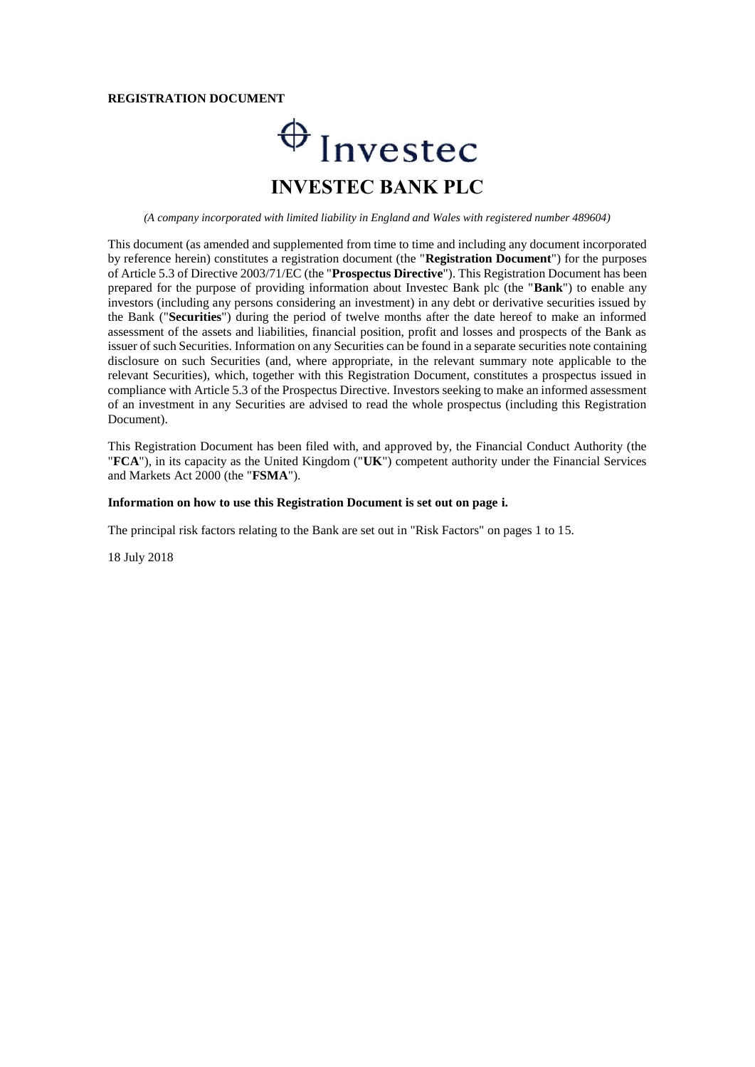**REGISTRATION DOCUMENT**

Investec

# INVESTEC BANK PLC

*(A company incorporated with limited liability in England and Wales with registered number 489604)*

This document (as amended and supplemented from time to time and including any document incorporated by reference herein) constitutes a registration document (the "**Registration Document**") for the purposes of Article 5.3 of Directive 2003/71/EC (the "**Prospectus Directive**"). This Registration Document has been prepared for the purpose of providing information about Investec Bank plc (the "**Bank**") to enable any investors (including any persons considering an investment) in any debt or derivative securities issued by the Bank ("**Securities**") during the period of twelve months after the date hereof to make an informed assessment of the assets and liabilities, financial position, profit and losses and prospects of the Bank as issuer of such Securities. Information on any Securities can be found in a separate securities note containing disclosure on such Securities (and, where appropriate, in the relevant summary note applicable to the relevant Securities), which, together with this Registration Document, constitutes a prospectus issued in compliance with Article 5.3 of the Prospectus Directive. Investors seeking to make an informed assessment of an investment in any Securities are advised to read the whole prospectus (including this Registration Document).

This Registration Document has been filed with, and approved by, the Financial Conduct Authority (the "**FCA**"), in its capacity as the United Kingdom ("**UK**") competent authority under the Financial Services and Markets Act 2000 (the "**FSMA**").

**Information on how to use this Registration Document is set out on page i.**

The principal risk factors relating to the Bank are set out in "Risk Factors" on pages 1 to 15.

18 July 2018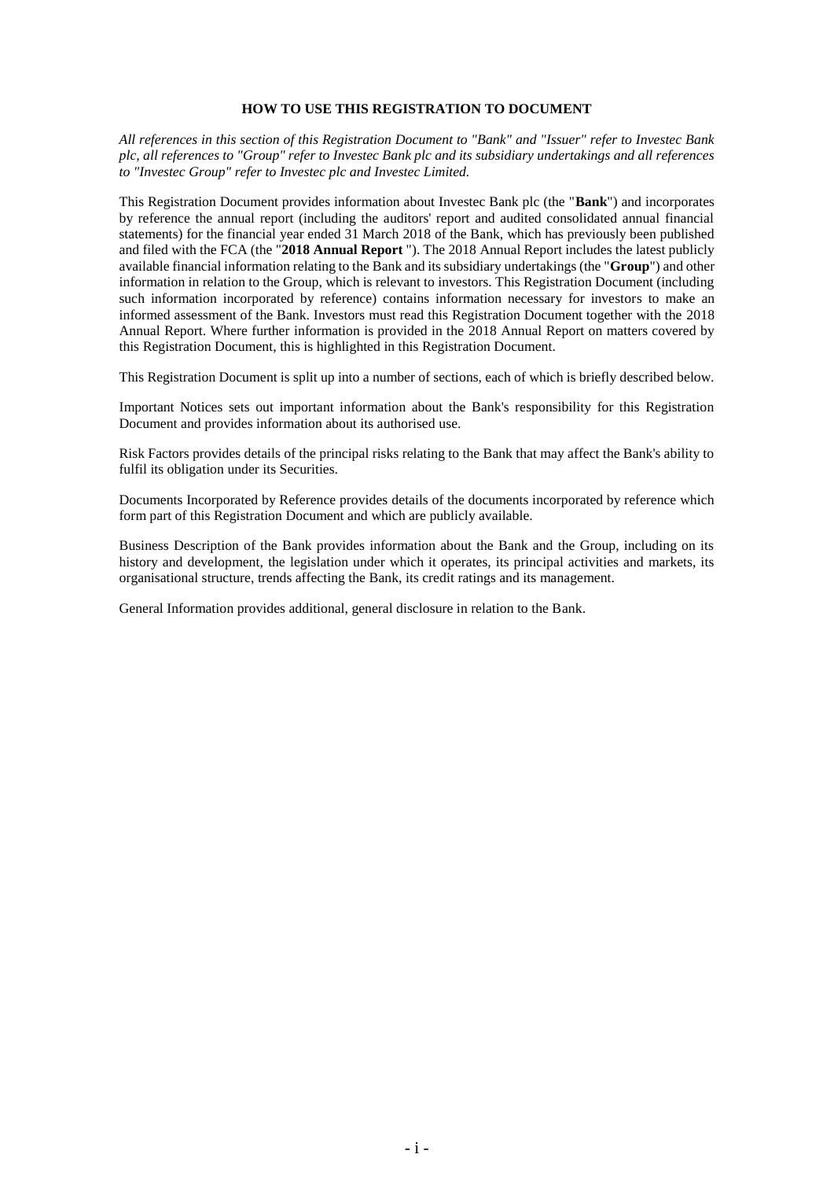## HOW TO USE THIS REGISTRATION TO DOCUMENT

*All references in this section of this Registration Document to "Bank" and "Issuer" refer to Investec Bank plc, all references to "Group" refer to Investec Bank plc and its subsidiary undertakings and all references to "Investec Group" refer to Investec plc and Investec Limited.*

This Registration Document provides information about Investec Bank plc (the "**Bank**") and incorporates by reference the annual report (including the auditors' report and audited consolidated annual financial statements) for the financial year ended 31 March 2018 of the Bank, which has previously been published and filed with the FCA (the "**2018 Annual Report** "). The 2018 Annual Report includes the latest publicly available financial information relating to the Bank and its subsidiary undertakings (the "**Group**") and other information in relation to the Group, which is relevant to investors. This Registration Document (including such information incorporated by reference) contains information necessary for investors to make an informed assessment of the Bank. Investors must read this Registration Document together with the 2018 Annual Report. Where further information is provided in the 2018 Annual Report on matters covered by this Registration Document, this is highlighted in this Registration Document.

This Registration Document is split up into a number of sections, each of which is briefly described below.

Important Notices sets out important information about the Bank's responsibility for this Registration Document and provides information about its authorised use.

Risk Factors provides details of the principal risks relating to the Bank that may affect the Bank's ability to fulfil its obligation under its Securities.

Documents Incorporated by Reference provides details of the documents incorporated by reference which form part of this Registration Document and which are publicly available.

Business Description of the Bank provides information about the Bank and the Group, including on its history and development, the legislation under which it operates, its principal activities and markets, its organisational structure, trends affecting the Bank, its credit ratings and its management.

General Information provides additional, general disclosure in relation to the Bank.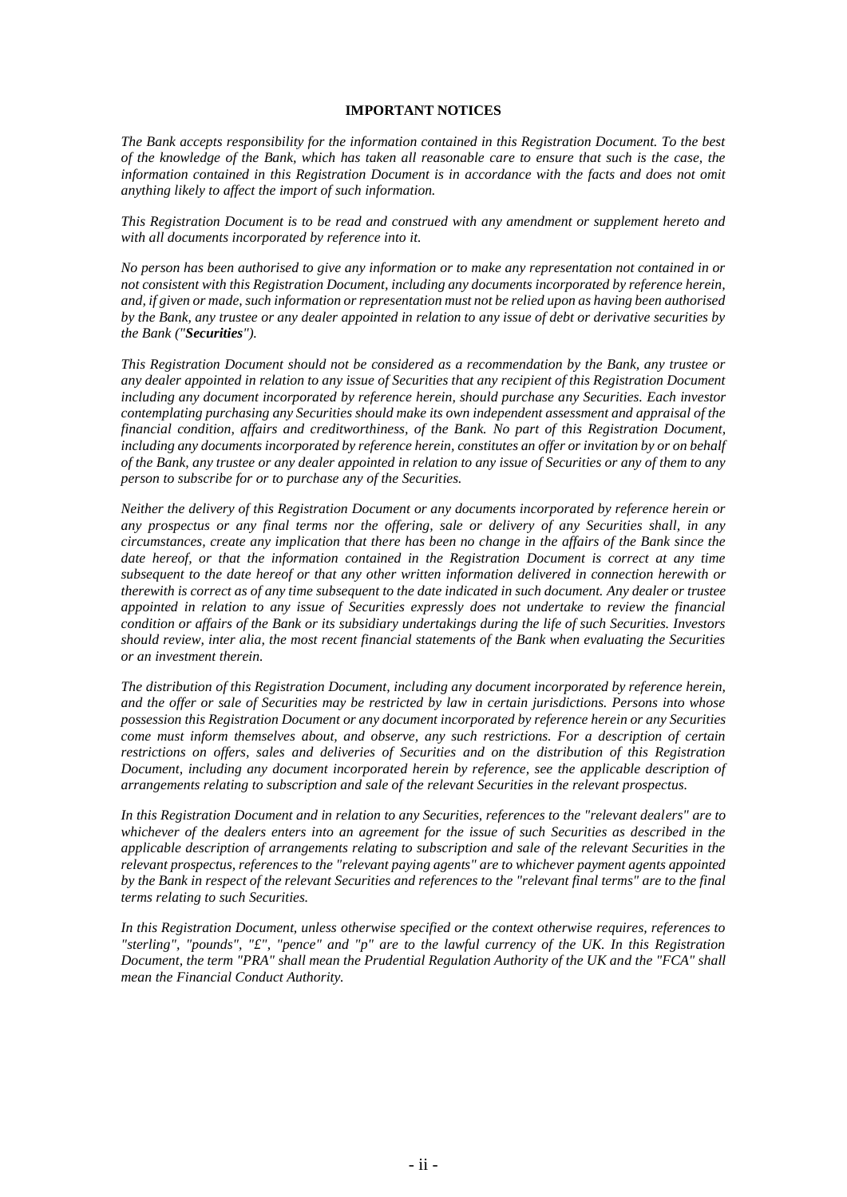## IMPORTANT NOTICES

*The Bank accepts responsibility for the information contained in this Registration Document. To the best of the knowledge of the Bank, which has taken all reasonable care to ensure that such is the case, the information contained in this Registration Document is in accordance with the facts and does not omit anything likely to affect the import of such information.*

*This Registration Document is to be read and construed with any amendment or supplement hereto and with all documents incorporated by reference into it.*

*No person has been authorised to give any information or to make any representation not contained in or not consistent with this Registration Document, including any documents incorporated by reference herein, and, if given or made, such information or representation must not be relied upon as having been authorised by the Bank, any trustee or any dealer appointed in relation to any issue of debt or derivative securities by the Bank ("**Securities**").*

*This Registration Document should not be considered as a recommendation by the Bank, any trustee or any dealer appointed in relation to any issue of Securities that any recipient of this Registration Document including any document incorporated by reference herein, should purchase any Securities. Each investor contemplating purchasing any Securities should make its own independent assessment and appraisal of the financial condition, affairs and creditworthiness, of the Bank. No part of this Registration Document, including any documents incorporated by reference herein, constitutes an offer or invitation by or on behalf of the Bank, any trustee or any dealer appointed in relation to any issue of Securities or any of them to any person to subscribe for or to purchase any of the Securities.*

*Neither the delivery of this Registration Document or any documents incorporated by reference herein or any prospectus or any final terms nor the offering, sale or delivery of any Securities shall, in any circumstances, create any implication that there has been no change in the affairs of the Bank since the date hereof, or that the information contained in the Registration Document is correct at any time subsequent to the date hereof or that any other written information delivered in connection herewith or therewith is correct as of any time subsequent to the date indicated in such document. Any dealer or trustee appointed in relation to any issue of Securities expressly does not undertake to review the financial condition or affairs of the Bank or its subsidiary undertakings during the life of such Securities. Investors should review, inter alia, the most recent financial statements of the Bank when evaluating the Securities or an investment therein.*

*The distribution of this Registration Document, including any document incorporated by reference herein, and the offer or sale of Securities may be restricted by law in certain jurisdictions. Persons into whose possession this Registration Document or any document incorporated by reference herein or any Securities come must inform themselves about, and observe, any such restrictions. For a description of certain restrictions on offers, sales and deliveries of Securities and on the distribution of this Registration Document, including any document incorporated herein by reference, see the applicable description of arrangements relating to subscription and sale of the relevant Securities in the relevant prospectus.*

*In this Registration Document and in relation to any Securities, references to the "relevant dealers" are to whichever of the dealers enters into an agreement for the issue of such Securities as described in the applicable description of arrangements relating to subscription and sale of the relevant Securities in the relevant prospectus, references to the "relevant paying agents" are to whichever payment agents appointed by the Bank in respect of the relevant Securities and references to the "relevant final terms" are to the final terms relating to such Securities.*

*In this Registration Document, unless otherwise specified or the context otherwise requires, references to "sterling", "pounds", "£", "pence" and "p" are to the lawful currency of the UK. In this Registration Document, the term "PRA" shall mean the Prudential Regulation Authority of the UK and the "FCA" shall mean the Financial Conduct Authority.*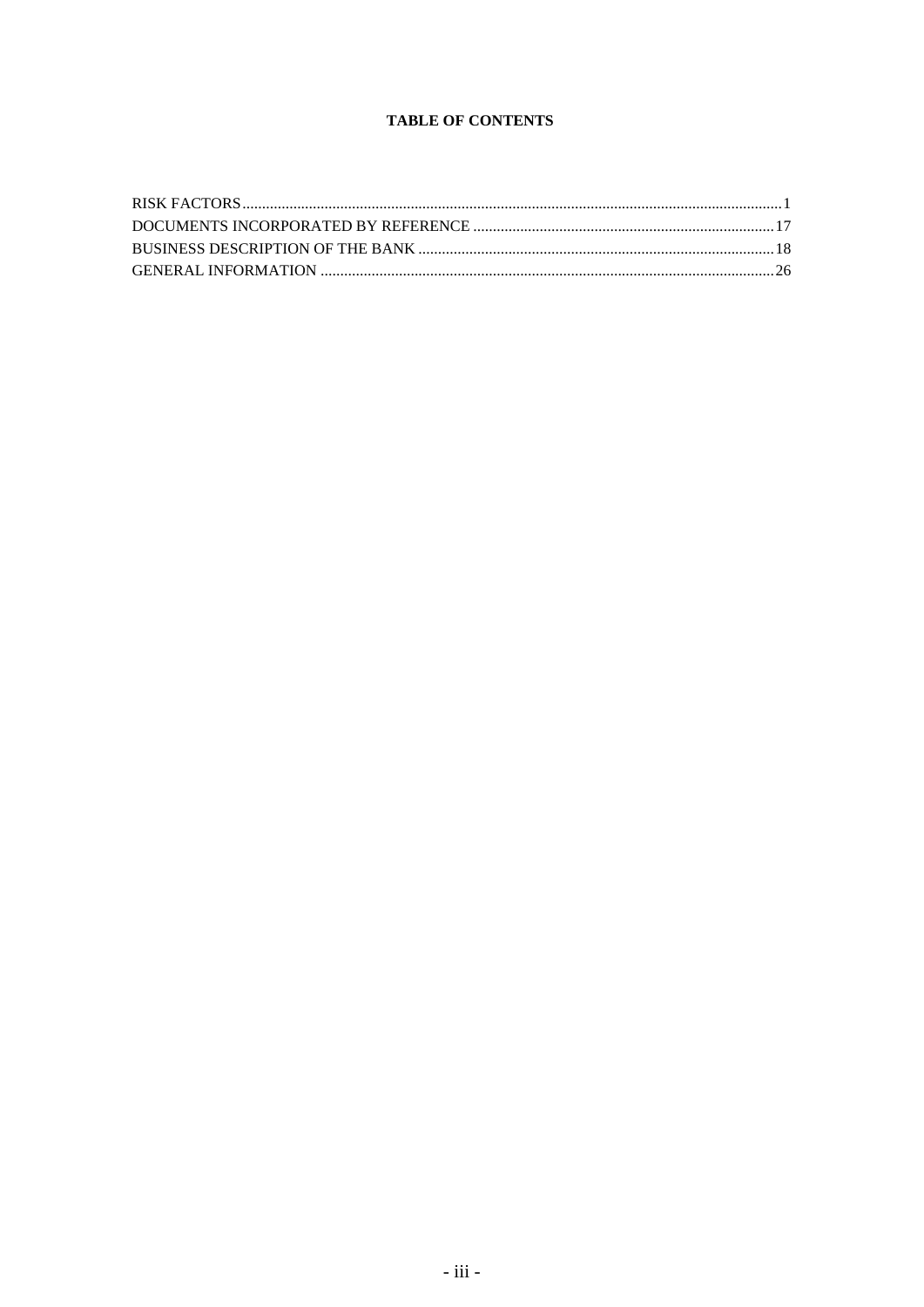**TABLE OF CONTENTS**

| | |
|---|---|
| RISK FACTORS | 1 |
| DOCUMENTS INCORPORATED BY REFERENCE | 17 |
| BUSINESS DESCRIPTION OF THE BANK | 18 |
| GENERAL INFORMATION | 26 |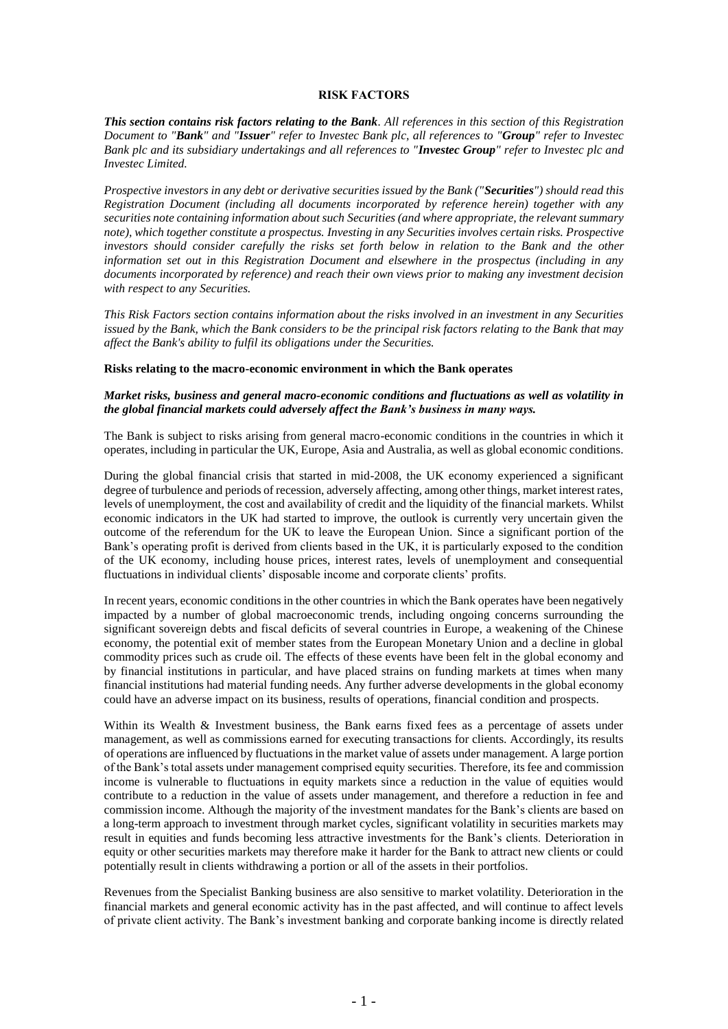# RISK FACTORS

***This section contains risk factors relating to the Bank****. All references in this section of this Registration Document to "****Bank****" and "****Issuer****" refer to Investec Bank plc, all references to "****Group****" refer to Investec Bank plc and its subsidiary undertakings and all references to "****Investec Group****" refer to Investec plc and Investec Limited.*

*Prospective investors in any debt or derivative securities issued by the Bank ("****Securities****") should read this Registration Document (including all documents incorporated by reference herein) together with any securities note containing information about such Securities (and where appropriate, the relevant summary note), which together constitute a prospectus. Investing in any Securities involves certain risks. Prospective investors should consider carefully the risks set forth below in relation to the Bank and the other information set out in this Registration Document and elsewhere in the prospectus (including in any documents incorporated by reference) and reach their own views prior to making any investment decision with respect to any Securities.*

*This Risk Factors section contains information about the risks involved in an investment in any Securities issued by the Bank, which the Bank considers to be the principal risk factors relating to the Bank that may affect the Bank's ability to fulfil its obligations under the Securities.*

## Risks relating to the macro-economic environment in which the Bank operates

***Market risks, business and general macro-economic conditions and fluctuations as well as volatility in the global financial markets could adversely affect the Bank's business in many ways.***

The Bank is subject to risks arising from general macro-economic conditions in the countries in which it operates, including in particular the UK, Europe, Asia and Australia, as well as global economic conditions.

During the global financial crisis that started in mid-2008, the UK economy experienced a significant degree of turbulence and periods of recession, adversely affecting, among other things, market interest rates, levels of unemployment, the cost and availability of credit and the liquidity of the financial markets. Whilst economic indicators in the UK had started to improve, the outlook is currently very uncertain given the outcome of the referendum for the UK to leave the European Union. Since a significant portion of the Bank's operating profit is derived from clients based in the UK, it is particularly exposed to the condition of the UK economy, including house prices, interest rates, levels of unemployment and consequential fluctuations in individual clients' disposable income and corporate clients' profits.

In recent years, economic conditions in the other countries in which the Bank operates have been negatively impacted by a number of global macroeconomic trends, including ongoing concerns surrounding the significant sovereign debts and fiscal deficits of several countries in Europe, a weakening of the Chinese economy, the potential exit of member states from the European Monetary Union and a decline in global commodity prices such as crude oil. The effects of these events have been felt in the global economy and by financial institutions in particular, and have placed strains on funding markets at times when many financial institutions had material funding needs. Any further adverse developments in the global economy could have an adverse impact on its business, results of operations, financial condition and prospects.

Within its Wealth & Investment business, the Bank earns fixed fees as a percentage of assets under management, as well as commissions earned for executing transactions for clients. Accordingly, its results of operations are influenced by fluctuations in the market value of assets under management. A large portion of the Bank's total assets under management comprised equity securities. Therefore, its fee and commission income is vulnerable to fluctuations in equity markets since a reduction in the value of equities would contribute to a reduction in the value of assets under management, and therefore a reduction in fee and commission income. Although the majority of the investment mandates for the Bank's clients are based on a long-term approach to investment through market cycles, significant volatility in securities markets may result in equities and funds becoming less attractive investments for the Bank's clients. Deterioration in equity or other securities markets may therefore make it harder for the Bank to attract new clients or could potentially result in clients withdrawing a portion or all of the assets in their portfolios.

Revenues from the Specialist Banking business are also sensitive to market volatility. Deterioration in the financial markets and general economic activity has in the past affected, and will continue to affect levels of private client activity. The Bank's investment banking and corporate banking income is directly related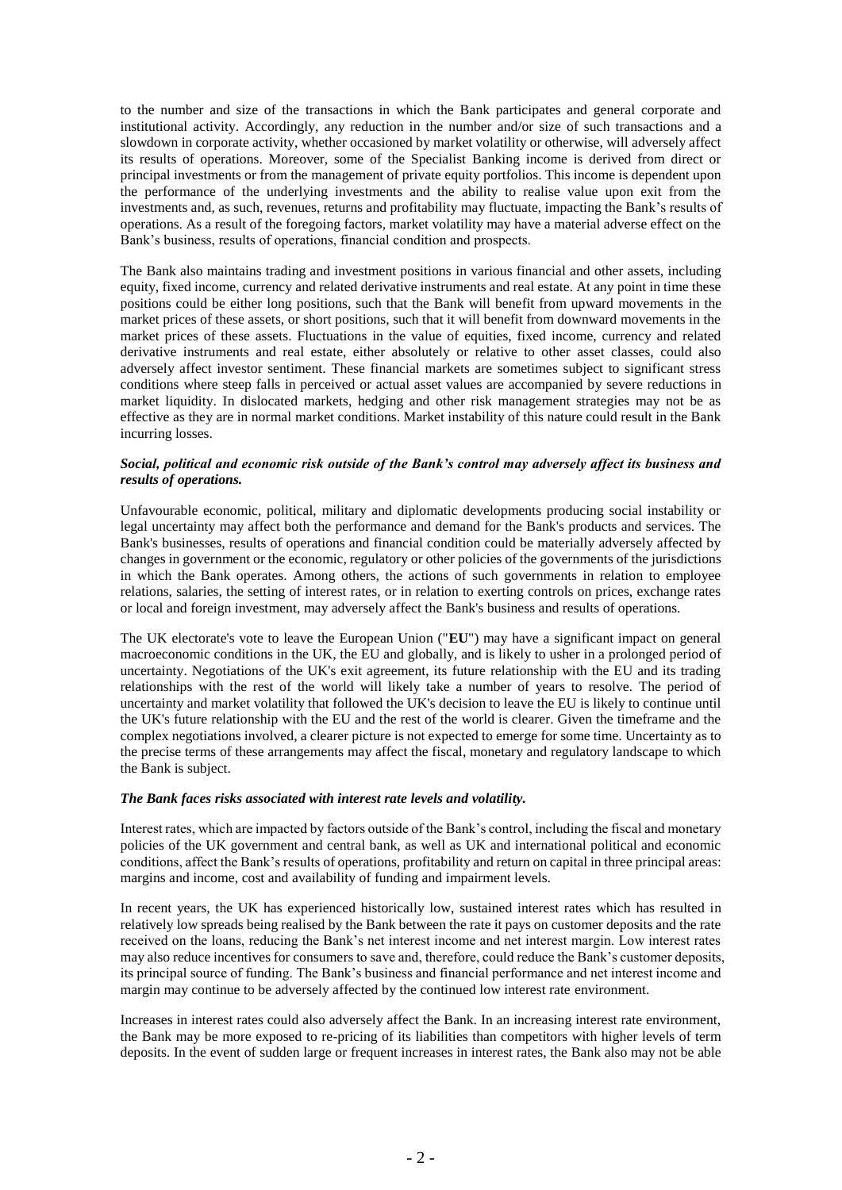to the number and size of the transactions in which the Bank participates and general corporate and institutional activity. Accordingly, any reduction in the number and/or size of such transactions and a slowdown in corporate activity, whether occasioned by market volatility or otherwise, will adversely affect its results of operations. Moreover, some of the Specialist Banking income is derived from direct or principal investments or from the management of private equity portfolios. This income is dependent upon the performance of the underlying investments and the ability to realise value upon exit from the investments and, as such, revenues, returns and profitability may fluctuate, impacting the Bank's results of operations. As a result of the foregoing factors, market volatility may have a material adverse effect on the Bank's business, results of operations, financial condition and prospects.

The Bank also maintains trading and investment positions in various financial and other assets, including equity, fixed income, currency and related derivative instruments and real estate. At any point in time these positions could be either long positions, such that the Bank will benefit from upward movements in the market prices of these assets, or short positions, such that it will benefit from downward movements in the market prices of these assets. Fluctuations in the value of equities, fixed income, currency and related derivative instruments and real estate, either absolutely or relative to other asset classes, could also adversely affect investor sentiment. These financial markets are sometimes subject to significant stress conditions where steep falls in perceived or actual asset values are accompanied by severe reductions in market liquidity. In dislocated markets, hedging and other risk management strategies may not be as effective as they are in normal market conditions. Market instability of this nature could result in the Bank incurring losses.

***Social, political and economic risk outside of the Bank's control may adversely affect its business and results of operations.***

Unfavourable economic, political, military and diplomatic developments producing social instability or legal uncertainty may affect both the performance and demand for the Bank's products and services. The Bank's businesses, results of operations and financial condition could be materially adversely affected by changes in government or the economic, regulatory or other policies of the governments of the jurisdictions in which the Bank operates. Among others, the actions of such governments in relation to employee relations, salaries, the setting of interest rates, or in relation to exerting controls on prices, exchange rates or local and foreign investment, may adversely affect the Bank's business and results of operations.

The UK electorate's vote to leave the European Union ("**EU**") may have a significant impact on general macroeconomic conditions in the UK, the EU and globally, and is likely to usher in a prolonged period of uncertainty. Negotiations of the UK's exit agreement, its future relationship with the EU and its trading relationships with the rest of the world will likely take a number of years to resolve. The period of uncertainty and market volatility that followed the UK's decision to leave the EU is likely to continue until the UK's future relationship with the EU and the rest of the world is clearer. Given the timeframe and the complex negotiations involved, a clearer picture is not expected to emerge for some time. Uncertainty as to the precise terms of these arrangements may affect the fiscal, monetary and regulatory landscape to which the Bank is subject.

***The Bank faces risks associated with interest rate levels and volatility.***

Interest rates, which are impacted by factors outside of the Bank's control, including the fiscal and monetary policies of the UK government and central bank, as well as UK and international political and economic conditions, affect the Bank's results of operations, profitability and return on capital in three principal areas: margins and income, cost and availability of funding and impairment levels.

In recent years, the UK has experienced historically low, sustained interest rates which has resulted in relatively low spreads being realised by the Bank between the rate it pays on customer deposits and the rate received on the loans, reducing the Bank's net interest income and net interest margin. Low interest rates may also reduce incentives for consumers to save and, therefore, could reduce the Bank's customer deposits, its principal source of funding. The Bank's business and financial performance and net interest income and margin may continue to be adversely affected by the continued low interest rate environment.

Increases in interest rates could also adversely affect the Bank. In an increasing interest rate environment, the Bank may be more exposed to re-pricing of its liabilities than competitors with higher levels of term deposits. In the event of sudden large or frequent increases in interest rates, the Bank also may not be able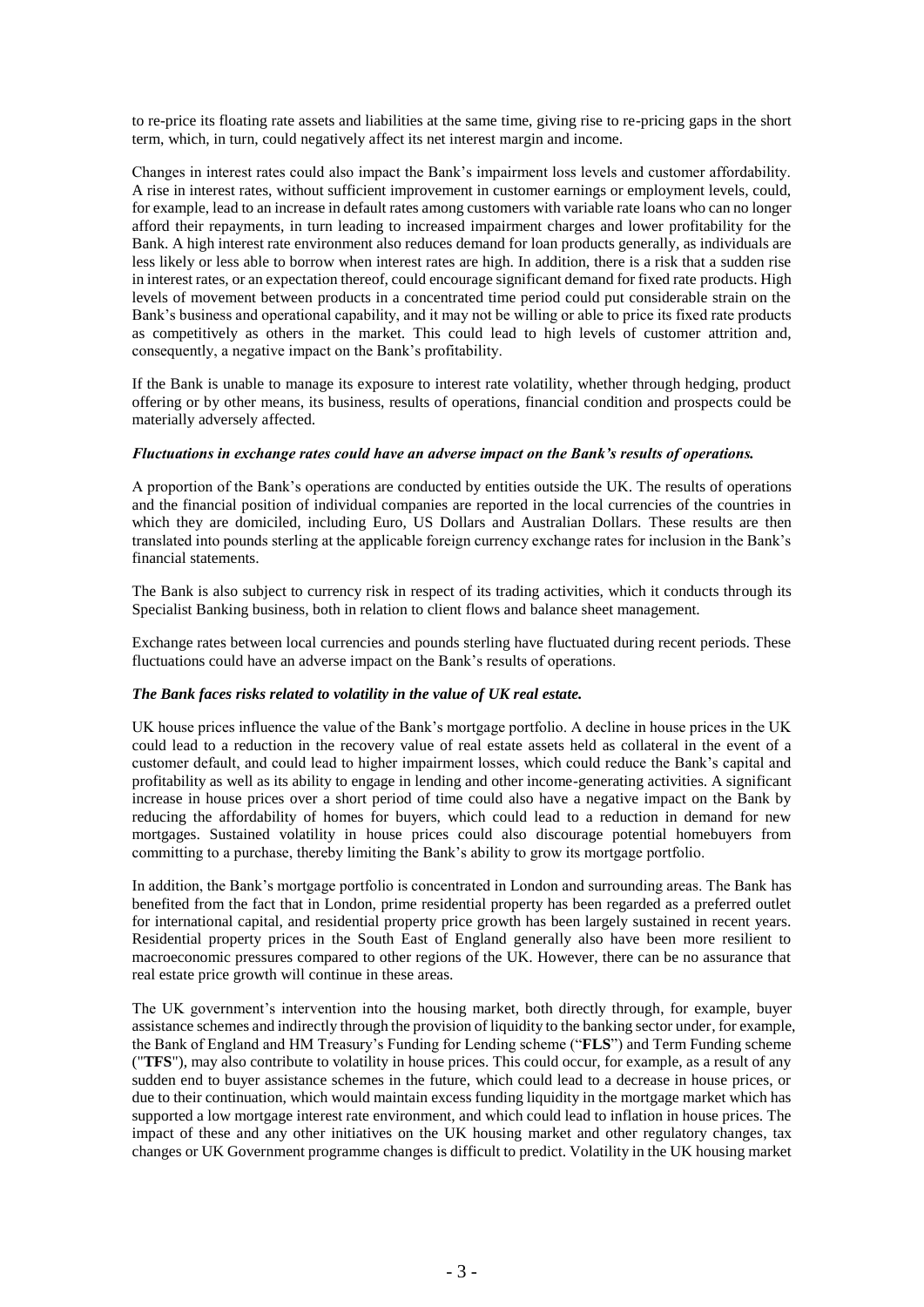to re-price its floating rate assets and liabilities at the same time, giving rise to re-pricing gaps in the short term, which, in turn, could negatively affect its net interest margin and income.

Changes in interest rates could also impact the Bank's impairment loss levels and customer affordability. A rise in interest rates, without sufficient improvement in customer earnings or employment levels, could, for example, lead to an increase in default rates among customers with variable rate loans who can no longer afford their repayments, in turn leading to increased impairment charges and lower profitability for the Bank. A high interest rate environment also reduces demand for loan products generally, as individuals are less likely or less able to borrow when interest rates are high. In addition, there is a risk that a sudden rise in interest rates, or an expectation thereof, could encourage significant demand for fixed rate products. High levels of movement between products in a concentrated time period could put considerable strain on the Bank's business and operational capability, and it may not be willing or able to price its fixed rate products as competitively as others in the market. This could lead to high levels of customer attrition and, consequently, a negative impact on the Bank's profitability.

If the Bank is unable to manage its exposure to interest rate volatility, whether through hedging, product offering or by other means, its business, results of operations, financial condition and prospects could be materially adversely affected.

***Fluctuations in exchange rates could have an adverse impact on the Bank's results of operations.***

A proportion of the Bank's operations are conducted by entities outside the UK. The results of operations and the financial position of individual companies are reported in the local currencies of the countries in which they are domiciled, including Euro, US Dollars and Australian Dollars. These results are then translated into pounds sterling at the applicable foreign currency exchange rates for inclusion in the Bank's financial statements.

The Bank is also subject to currency risk in respect of its trading activities, which it conducts through its Specialist Banking business, both in relation to client flows and balance sheet management.

Exchange rates between local currencies and pounds sterling have fluctuated during recent periods. These fluctuations could have an adverse impact on the Bank's results of operations.

***The Bank faces risks related to volatility in the value of UK real estate.***

UK house prices influence the value of the Bank's mortgage portfolio. A decline in house prices in the UK could lead to a reduction in the recovery value of real estate assets held as collateral in the event of a customer default, and could lead to higher impairment losses, which could reduce the Bank's capital and profitability as well as its ability to engage in lending and other income-generating activities. A significant increase in house prices over a short period of time could also have a negative impact on the Bank by reducing the affordability of homes for buyers, which could lead to a reduction in demand for new mortgages. Sustained volatility in house prices could also discourage potential homebuyers from committing to a purchase, thereby limiting the Bank's ability to grow its mortgage portfolio.

In addition, the Bank's mortgage portfolio is concentrated in London and surrounding areas. The Bank has benefited from the fact that in London, prime residential property has been regarded as a preferred outlet for international capital, and residential property price growth has been largely sustained in recent years. Residential property prices in the South East of England generally also have been more resilient to macroeconomic pressures compared to other regions of the UK. However, there can be no assurance that real estate price growth will continue in these areas.

The UK government's intervention into the housing market, both directly through, for example, buyer assistance schemes and indirectly through the provision of liquidity to the banking sector under, for example, the Bank of England and HM Treasury's Funding for Lending scheme ("**FLS**") and Term Funding scheme ("**TFS**"), may also contribute to volatility in house prices. This could occur, for example, as a result of any sudden end to buyer assistance schemes in the future, which could lead to a decrease in house prices, or due to their continuation, which would maintain excess funding liquidity in the mortgage market which has supported a low mortgage interest rate environment, and which could lead to inflation in house prices. The impact of these and any other initiatives on the UK housing market and other regulatory changes, tax changes or UK Government programme changes is difficult to predict. Volatility in the UK housing market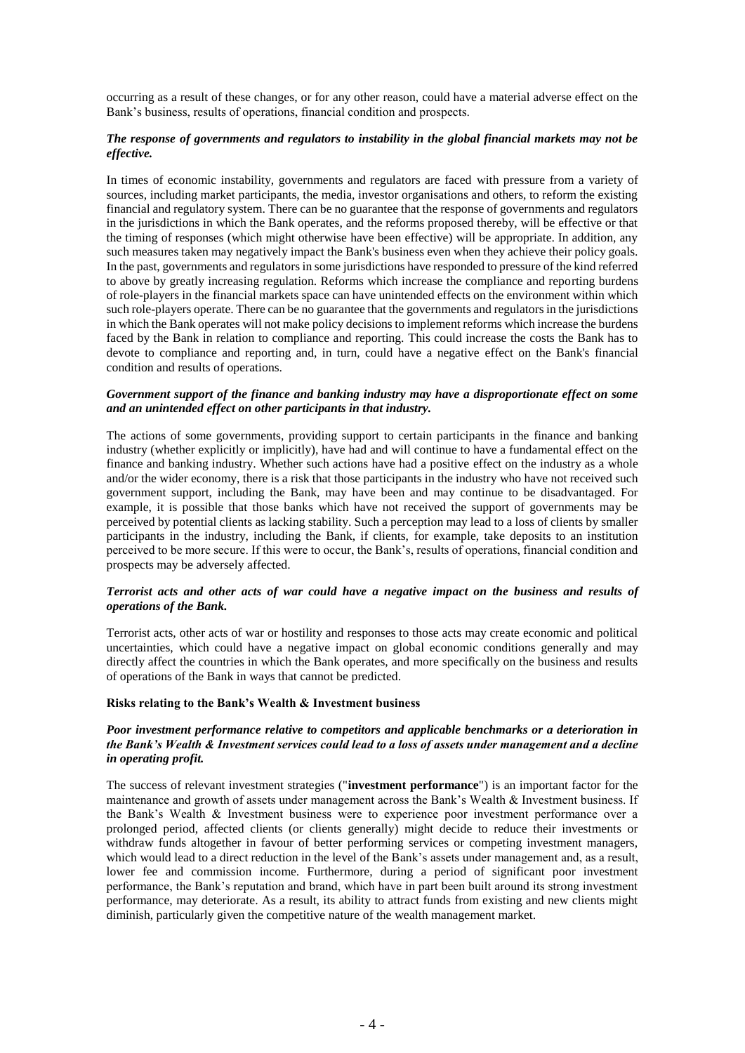occurring as a result of these changes, or for any other reason, could have a material adverse effect on the Bank's business, results of operations, financial condition and prospects.

***The response of governments and regulators to instability in the global financial markets may not be effective.***

In times of economic instability, governments and regulators are faced with pressure from a variety of sources, including market participants, the media, investor organisations and others, to reform the existing financial and regulatory system. There can be no guarantee that the response of governments and regulators in the jurisdictions in which the Bank operates, and the reforms proposed thereby, will be effective or that the timing of responses (which might otherwise have been effective) will be appropriate. In addition, any such measures taken may negatively impact the Bank's business even when they achieve their policy goals. In the past, governments and regulators in some jurisdictions have responded to pressure of the kind referred to above by greatly increasing regulation. Reforms which increase the compliance and reporting burdens of role-players in the financial markets space can have unintended effects on the environment within which such role-players operate. There can be no guarantee that the governments and regulators in the jurisdictions in which the Bank operates will not make policy decisions to implement reforms which increase the burdens faced by the Bank in relation to compliance and reporting. This could increase the costs the Bank has to devote to compliance and reporting and, in turn, could have a negative effect on the Bank's financial condition and results of operations.

***Government support of the finance and banking industry may have a disproportionate effect on some and an unintended effect on other participants in that industry.***

The actions of some governments, providing support to certain participants in the finance and banking industry (whether explicitly or implicitly), have had and will continue to have a fundamental effect on the finance and banking industry. Whether such actions have had a positive effect on the industry as a whole and/or the wider economy, there is a risk that those participants in the industry who have not received such government support, including the Bank, may have been and may continue to be disadvantaged. For example, it is possible that those banks which have not received the support of governments may be perceived by potential clients as lacking stability. Such a perception may lead to a loss of clients by smaller participants in the industry, including the Bank, if clients, for example, take deposits to an institution perceived to be more secure. If this were to occur, the Bank's, results of operations, financial condition and prospects may be adversely affected.

***Terrorist acts and other acts of war could have a negative impact on the business and results of operations of the Bank.***

Terrorist acts, other acts of war or hostility and responses to those acts may create economic and political uncertainties, which could have a negative impact on global economic conditions generally and may directly affect the countries in which the Bank operates, and more specifically on the business and results of operations of the Bank in ways that cannot be predicted.

**Risks relating to the Bank's Wealth & Investment business**

***Poor investment performance relative to competitors and applicable benchmarks or a deterioration in the Bank's Wealth & Investment services could lead to a loss of assets under management and a decline in operating profit.***

The success of relevant investment strategies ("**investment performance**") is an important factor for the maintenance and growth of assets under management across the Bank's Wealth & Investment business. If the Bank's Wealth & Investment business were to experience poor investment performance over a prolonged period, affected clients (or clients generally) might decide to reduce their investments or withdraw funds altogether in favour of better performing services or competing investment managers, which would lead to a direct reduction in the level of the Bank's assets under management and, as a result, lower fee and commission income. Furthermore, during a period of significant poor investment performance, the Bank's reputation and brand, which have in part been built around its strong investment performance, may deteriorate. As a result, its ability to attract funds from existing and new clients might diminish, particularly given the competitive nature of the wealth management market.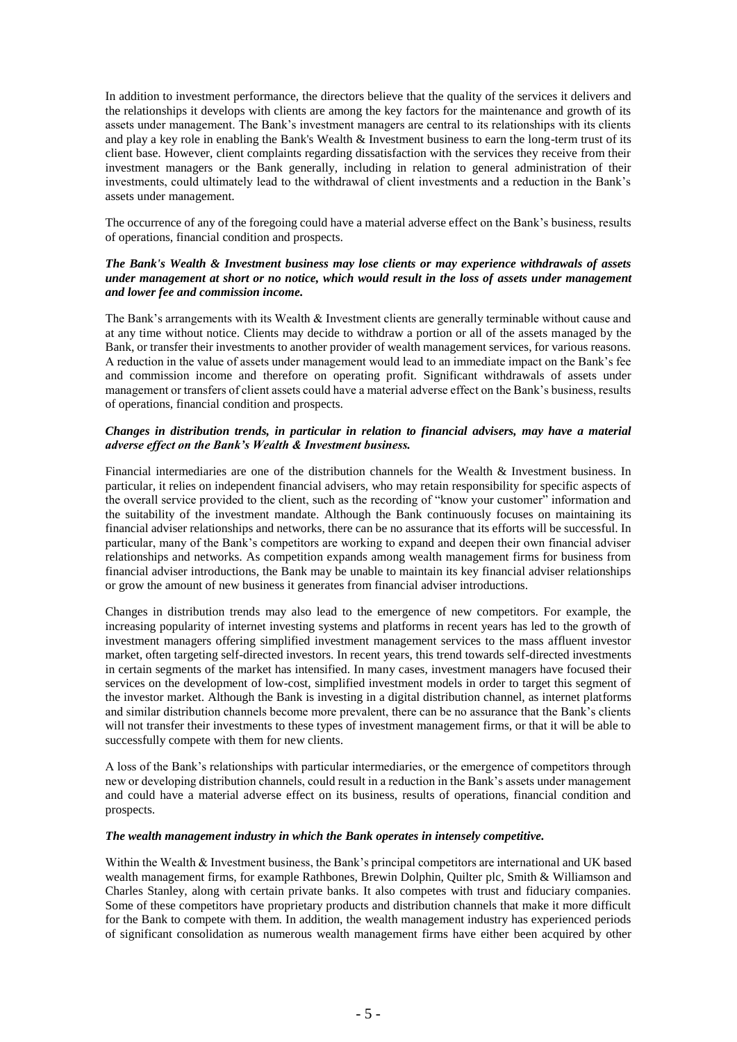In addition to investment performance, the directors believe that the quality of the services it delivers and the relationships it develops with clients are among the key factors for the maintenance and growth of its assets under management. The Bank's investment managers are central to its relationships with its clients and play a key role in enabling the Bank's Wealth & Investment business to earn the long-term trust of its client base. However, client complaints regarding dissatisfaction with the services they receive from their investment managers or the Bank generally, including in relation to general administration of their investments, could ultimately lead to the withdrawal of client investments and a reduction in the Bank's assets under management.

The occurrence of any of the foregoing could have a material adverse effect on the Bank's business, results of operations, financial condition and prospects.

***The Bank's Wealth & Investment business may lose clients or may experience withdrawals of assets under management at short or no notice, which would result in the loss of assets under management and lower fee and commission income.***

The Bank's arrangements with its Wealth & Investment clients are generally terminable without cause and at any time without notice. Clients may decide to withdraw a portion or all of the assets managed by the Bank, or transfer their investments to another provider of wealth management services, for various reasons. A reduction in the value of assets under management would lead to an immediate impact on the Bank's fee and commission income and therefore on operating profit. Significant withdrawals of assets under management or transfers of client assets could have a material adverse effect on the Bank's business, results of operations, financial condition and prospects.

***Changes in distribution trends, in particular in relation to financial advisers, may have a material adverse effect on the Bank's Wealth & Investment business.***

Financial intermediaries are one of the distribution channels for the Wealth & Investment business. In particular, it relies on independent financial advisers, who may retain responsibility for specific aspects of the overall service provided to the client, such as the recording of "know your customer" information and the suitability of the investment mandate. Although the Bank continuously focuses on maintaining its financial adviser relationships and networks, there can be no assurance that its efforts will be successful. In particular, many of the Bank's competitors are working to expand and deepen their own financial adviser relationships and networks. As competition expands among wealth management firms for business from financial adviser introductions, the Bank may be unable to maintain its key financial adviser relationships or grow the amount of new business it generates from financial adviser introductions.

Changes in distribution trends may also lead to the emergence of new competitors. For example, the increasing popularity of internet investing systems and platforms in recent years has led to the growth of investment managers offering simplified investment management services to the mass affluent investor market, often targeting self-directed investors. In recent years, this trend towards self-directed investments in certain segments of the market has intensified. In many cases, investment managers have focused their services on the development of low-cost, simplified investment models in order to target this segment of the investor market. Although the Bank is investing in a digital distribution channel, as internet platforms and similar distribution channels become more prevalent, there can be no assurance that the Bank's clients will not transfer their investments to these types of investment management firms, or that it will be able to successfully compete with them for new clients.

A loss of the Bank's relationships with particular intermediaries, or the emergence of competitors through new or developing distribution channels, could result in a reduction in the Bank's assets under management and could have a material adverse effect on its business, results of operations, financial condition and prospects.

***The wealth management industry in which the Bank operates in intensely competitive.***

Within the Wealth & Investment business, the Bank's principal competitors are international and UK based wealth management firms, for example Rathbones, Brewin Dolphin, Quilter plc, Smith & Williamson and Charles Stanley, along with certain private banks. It also competes with trust and fiduciary companies. Some of these competitors have proprietary products and distribution channels that make it more difficult for the Bank to compete with them. In addition, the wealth management industry has experienced periods of significant consolidation as numerous wealth management firms have either been acquired by other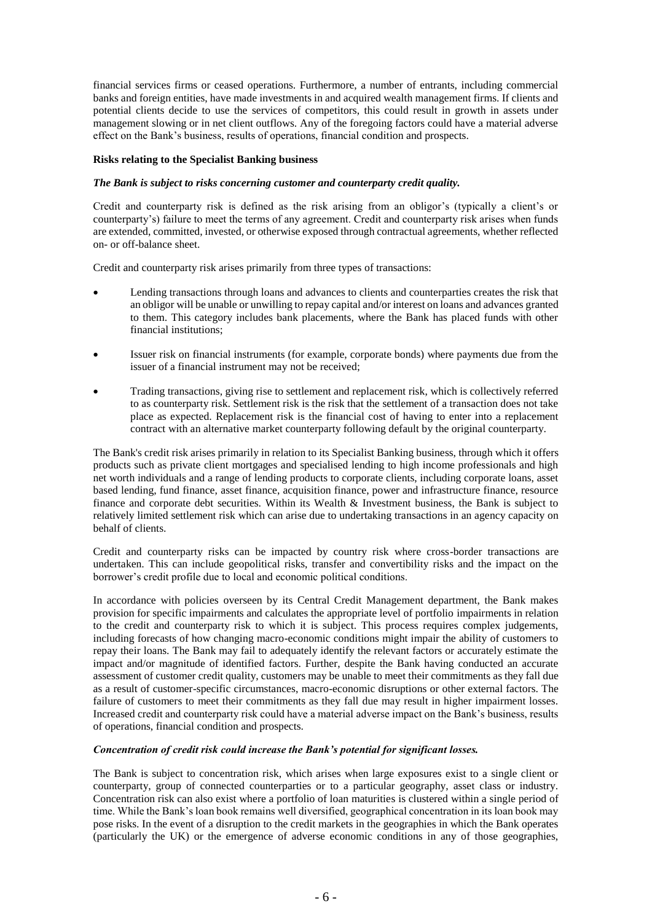financial services firms or ceased operations. Furthermore, a number of entrants, including commercial banks and foreign entities, have made investments in and acquired wealth management firms. If clients and potential clients decide to use the services of competitors, this could result in growth in assets under management slowing or in net client outflows. Any of the foregoing factors could have a material adverse effect on the Bank's business, results of operations, financial condition and prospects.

**Risks relating to the Specialist Banking business**

***The Bank is subject to risks concerning customer and counterparty credit quality.***

Credit and counterparty risk is defined as the risk arising from an obligor's (typically a client's or counterparty's) failure to meet the terms of any agreement. Credit and counterparty risk arises when funds are extended, committed, invested, or otherwise exposed through contractual agreements, whether reflected on- or off-balance sheet.

Credit and counterparty risk arises primarily from three types of transactions:

- Lending transactions through loans and advances to clients and counterparties creates the risk that an obligor will be unable or unwilling to repay capital and/or interest on loans and advances granted to them. This category includes bank placements, where the Bank has placed funds with other financial institutions;
- Issuer risk on financial instruments (for example, corporate bonds) where payments due from the issuer of a financial instrument may not be received;
- Trading transactions, giving rise to settlement and replacement risk, which is collectively referred to as counterparty risk. Settlement risk is the risk that the settlement of a transaction does not take place as expected. Replacement risk is the financial cost of having to enter into a replacement contract with an alternative market counterparty following default by the original counterparty.

The Bank's credit risk arises primarily in relation to its Specialist Banking business, through which it offers products such as private client mortgages and specialised lending to high income professionals and high net worth individuals and a range of lending products to corporate clients, including corporate loans, asset based lending, fund finance, asset finance, acquisition finance, power and infrastructure finance, resource finance and corporate debt securities. Within its Wealth & Investment business, the Bank is subject to relatively limited settlement risk which can arise due to undertaking transactions in an agency capacity on behalf of clients.

Credit and counterparty risks can be impacted by country risk where cross-border transactions are undertaken. This can include geopolitical risks, transfer and convertibility risks and the impact on the borrower's credit profile due to local and economic political conditions.

In accordance with policies overseen by its Central Credit Management department, the Bank makes provision for specific impairments and calculates the appropriate level of portfolio impairments in relation to the credit and counterparty risk to which it is subject. This process requires complex judgements, including forecasts of how changing macro-economic conditions might impair the ability of customers to repay their loans. The Bank may fail to adequately identify the relevant factors or accurately estimate the impact and/or magnitude of identified factors. Further, despite the Bank having conducted an accurate assessment of customer credit quality, customers may be unable to meet their commitments as they fall due as a result of customer-specific circumstances, macro-economic disruptions or other external factors. The failure of customers to meet their commitments as they fall due may result in higher impairment losses. Increased credit and counterparty risk could have a material adverse impact on the Bank's business, results of operations, financial condition and prospects.

***Concentration of credit risk could increase the Bank's potential for significant losses.***

The Bank is subject to concentration risk, which arises when large exposures exist to a single client or counterparty, group of connected counterparties or to a particular geography, asset class or industry. Concentration risk can also exist where a portfolio of loan maturities is clustered within a single period of time. While the Bank's loan book remains well diversified, geographical concentration in its loan book may pose risks. In the event of a disruption to the credit markets in the geographies in which the Bank operates (particularly the UK) or the emergence of adverse economic conditions in any of those geographies,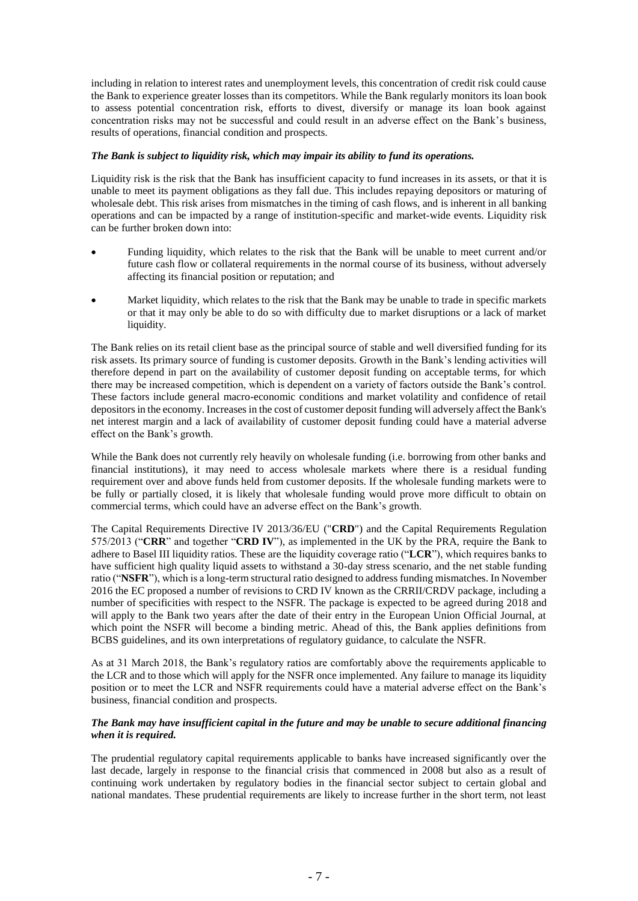including in relation to interest rates and unemployment levels, this concentration of credit risk could cause the Bank to experience greater losses than its competitors. While the Bank regularly monitors its loan book to assess potential concentration risk, efforts to divest, diversify or manage its loan book against concentration risks may not be successful and could result in an adverse effect on the Bank's business, results of operations, financial condition and prospects.

***The Bank is subject to liquidity risk, which may impair its ability to fund its operations.***

Liquidity risk is the risk that the Bank has insufficient capacity to fund increases in its assets, or that it is unable to meet its payment obligations as they fall due. This includes repaying depositors or maturing of wholesale debt. This risk arises from mismatches in the timing of cash flows, and is inherent in all banking operations and can be impacted by a range of institution-specific and market-wide events. Liquidity risk can be further broken down into:

- Funding liquidity, which relates to the risk that the Bank will be unable to meet current and/or future cash flow or collateral requirements in the normal course of its business, without adversely affecting its financial position or reputation; and

- Market liquidity, which relates to the risk that the Bank may be unable to trade in specific markets or that it may only be able to do so with difficulty due to market disruptions or a lack of market liquidity.

The Bank relies on its retail client base as the principal source of stable and well diversified funding for its risk assets. Its primary source of funding is customer deposits. Growth in the Bank's lending activities will therefore depend in part on the availability of customer deposit funding on acceptable terms, for which there may be increased competition, which is dependent on a variety of factors outside the Bank's control. These factors include general macro-economic conditions and market volatility and confidence of retail depositors in the economy. Increases in the cost of customer deposit funding will adversely affect the Bank's net interest margin and a lack of availability of customer deposit funding could have a material adverse effect on the Bank's growth.

While the Bank does not currently rely heavily on wholesale funding (i.e. borrowing from other banks and financial institutions), it may need to access wholesale markets where there is a residual funding requirement over and above funds held from customer deposits. If the wholesale funding markets were to be fully or partially closed, it is likely that wholesale funding would prove more difficult to obtain on commercial terms, which could have an adverse effect on the Bank's growth.

The Capital Requirements Directive IV 2013/36/EU ("**CRD**") and the Capital Requirements Regulation 575/2013 ("**CRR**" and together "**CRD IV**"), as implemented in the UK by the PRA, require the Bank to adhere to Basel III liquidity ratios. These are the liquidity coverage ratio ("**LCR**"), which requires banks to have sufficient high quality liquid assets to withstand a 30-day stress scenario, and the net stable funding ratio ("**NSFR**"), which is a long-term structural ratio designed to address funding mismatches. In November 2016 the EC proposed a number of revisions to CRD IV known as the CRRII/CRDV package, including a number of specificities with respect to the NSFR. The package is expected to be agreed during 2018 and will apply to the Bank two years after the date of their entry in the European Union Official Journal, at which point the NSFR will become a binding metric. Ahead of this, the Bank applies definitions from BCBS guidelines, and its own interpretations of regulatory guidance, to calculate the NSFR.

As at 31 March 2018, the Bank's regulatory ratios are comfortably above the requirements applicable to the LCR and to those which will apply for the NSFR once implemented. Any failure to manage its liquidity position or to meet the LCR and NSFR requirements could have a material adverse effect on the Bank's business, financial condition and prospects.

***The Bank may have insufficient capital in the future and may be unable to secure additional financing when it is required.***

The prudential regulatory capital requirements applicable to banks have increased significantly over the last decade, largely in response to the financial crisis that commenced in 2008 but also as a result of continuing work undertaken by regulatory bodies in the financial sector subject to certain global and national mandates. These prudential requirements are likely to increase further in the short term, not least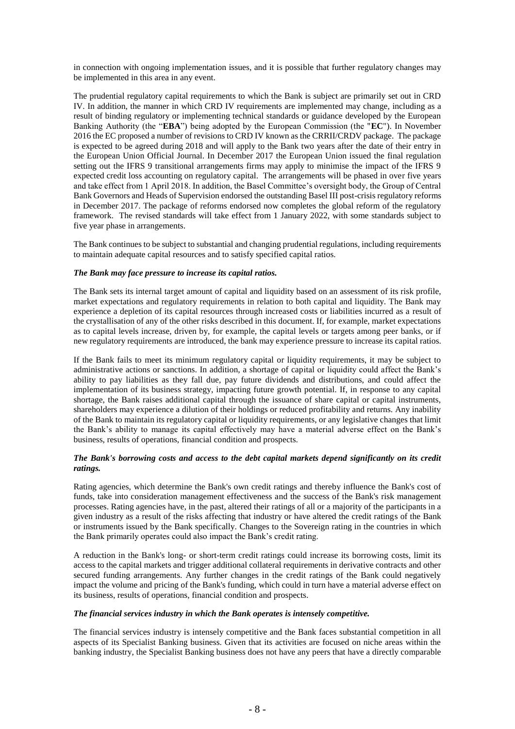in connection with ongoing implementation issues, and it is possible that further regulatory changes may be implemented in this area in any event.

The prudential regulatory capital requirements to which the Bank is subject are primarily set out in CRD IV. In addition, the manner in which CRD IV requirements are implemented may change, including as a result of binding regulatory or implementing technical standards or guidance developed by the European Banking Authority (the "**EBA**") being adopted by the European Commission (the "**EC**"). In November 2016 the EC proposed a number of revisions to CRD IV known as the CRRII/CRDV package. The package is expected to be agreed during 2018 and will apply to the Bank two years after the date of their entry in the European Union Official Journal. In December 2017 the European Union issued the final regulation setting out the IFRS 9 transitional arrangements firms may apply to minimise the impact of the IFRS 9 expected credit loss accounting on regulatory capital. The arrangements will be phased in over five years and take effect from 1 April 2018. In addition, the Basel Committee's oversight body, the Group of Central Bank Governors and Heads of Supervision endorsed the outstanding Basel III post-crisis regulatory reforms in December 2017. The package of reforms endorsed now completes the global reform of the regulatory framework. The revised standards will take effect from 1 January 2022, with some standards subject to five year phase in arrangements.

The Bank continues to be subject to substantial and changing prudential regulations, including requirements to maintain adequate capital resources and to satisfy specified capital ratios.

***The Bank may face pressure to increase its capital ratios.***

The Bank sets its internal target amount of capital and liquidity based on an assessment of its risk profile, market expectations and regulatory requirements in relation to both capital and liquidity. The Bank may experience a depletion of its capital resources through increased costs or liabilities incurred as a result of the crystallisation of any of the other risks described in this document. If, for example, market expectations as to capital levels increase, driven by, for example, the capital levels or targets among peer banks, or if new regulatory requirements are introduced, the bank may experience pressure to increase its capital ratios.

If the Bank fails to meet its minimum regulatory capital or liquidity requirements, it may be subject to administrative actions or sanctions. In addition, a shortage of capital or liquidity could affect the Bank's ability to pay liabilities as they fall due, pay future dividends and distributions, and could affect the implementation of its business strategy, impacting future growth potential. If, in response to any capital shortage, the Bank raises additional capital through the issuance of share capital or capital instruments, shareholders may experience a dilution of their holdings or reduced profitability and returns. Any inability of the Bank to maintain its regulatory capital or liquidity requirements, or any legislative changes that limit the Bank's ability to manage its capital effectively may have a material adverse effect on the Bank's business, results of operations, financial condition and prospects.

***The Bank's borrowing costs and access to the debt capital markets depend significantly on its credit ratings.***

Rating agencies, which determine the Bank's own credit ratings and thereby influence the Bank's cost of funds, take into consideration management effectiveness and the success of the Bank's risk management processes. Rating agencies have, in the past, altered their ratings of all or a majority of the participants in a given industry as a result of the risks affecting that industry or have altered the credit ratings of the Bank or instruments issued by the Bank specifically. Changes to the Sovereign rating in the countries in which the Bank primarily operates could also impact the Bank's credit rating.

A reduction in the Bank's long- or short-term credit ratings could increase its borrowing costs, limit its access to the capital markets and trigger additional collateral requirements in derivative contracts and other secured funding arrangements. Any further changes in the credit ratings of the Bank could negatively impact the volume and pricing of the Bank's funding, which could in turn have a material adverse effect on its business, results of operations, financial condition and prospects.

***The financial services industry in which the Bank operates is intensely competitive.***

The financial services industry is intensely competitive and the Bank faces substantial competition in all aspects of its Specialist Banking business. Given that its activities are focused on niche areas within the banking industry, the Specialist Banking business does not have any peers that have a directly comparable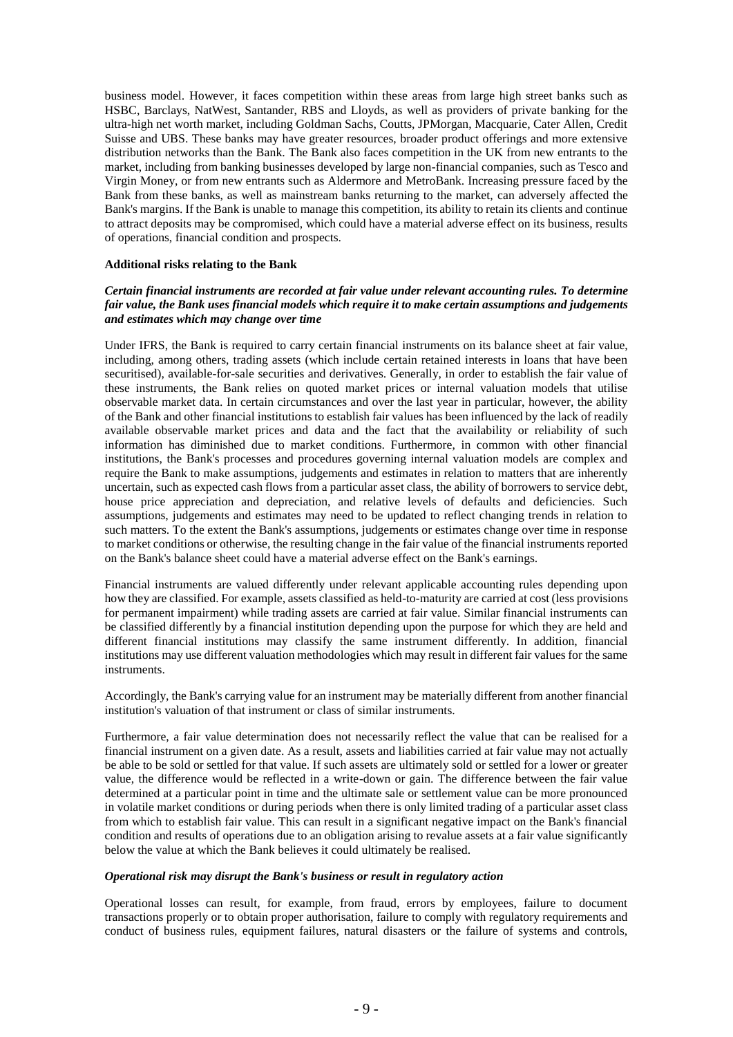business model. However, it faces competition within these areas from large high street banks such as HSBC, Barclays, NatWest, Santander, RBS and Lloyds, as well as providers of private banking for the ultra-high net worth market, including Goldman Sachs, Coutts, JPMorgan, Macquarie, Cater Allen, Credit Suisse and UBS. These banks may have greater resources, broader product offerings and more extensive distribution networks than the Bank. The Bank also faces competition in the UK from new entrants to the market, including from banking businesses developed by large non-financial companies, such as Tesco and Virgin Money, or from new entrants such as Aldermore and MetroBank. Increasing pressure faced by the Bank from these banks, as well as mainstream banks returning to the market, can adversely affected the Bank's margins. If the Bank is unable to manage this competition, its ability to retain its clients and continue to attract deposits may be compromised, which could have a material adverse effect on its business, results of operations, financial condition and prospects.

**Additional risks relating to the Bank**

***Certain financial instruments are recorded at fair value under relevant accounting rules. To determine fair value, the Bank uses financial models which require it to make certain assumptions and judgements and estimates which may change over time***

Under IFRS, the Bank is required to carry certain financial instruments on its balance sheet at fair value, including, among others, trading assets (which include certain retained interests in loans that have been securitised), available-for-sale securities and derivatives. Generally, in order to establish the fair value of these instruments, the Bank relies on quoted market prices or internal valuation models that utilise observable market data. In certain circumstances and over the last year in particular, however, the ability of the Bank and other financial institutions to establish fair values has been influenced by the lack of readily available observable market prices and data and the fact that the availability or reliability of such information has diminished due to market conditions. Furthermore, in common with other financial institutions, the Bank's processes and procedures governing internal valuation models are complex and require the Bank to make assumptions, judgements and estimates in relation to matters that are inherently uncertain, such as expected cash flows from a particular asset class, the ability of borrowers to service debt, house price appreciation and depreciation, and relative levels of defaults and deficiencies. Such assumptions, judgements and estimates may need to be updated to reflect changing trends in relation to such matters. To the extent the Bank's assumptions, judgements or estimates change over time in response to market conditions or otherwise, the resulting change in the fair value of the financial instruments reported on the Bank's balance sheet could have a material adverse effect on the Bank's earnings.

Financial instruments are valued differently under relevant applicable accounting rules depending upon how they are classified. For example, assets classified as held-to-maturity are carried at cost (less provisions for permanent impairment) while trading assets are carried at fair value. Similar financial instruments can be classified differently by a financial institution depending upon the purpose for which they are held and different financial institutions may classify the same instrument differently. In addition, financial institutions may use different valuation methodologies which may result in different fair values for the same instruments.

Accordingly, the Bank's carrying value for an instrument may be materially different from another financial institution's valuation of that instrument or class of similar instruments.

Furthermore, a fair value determination does not necessarily reflect the value that can be realised for a financial instrument on a given date. As a result, assets and liabilities carried at fair value may not actually be able to be sold or settled for that value. If such assets are ultimately sold or settled for a lower or greater value, the difference would be reflected in a write-down or gain. The difference between the fair value determined at a particular point in time and the ultimate sale or settlement value can be more pronounced in volatile market conditions or during periods when there is only limited trading of a particular asset class from which to establish fair value. This can result in a significant negative impact on the Bank's financial condition and results of operations due to an obligation arising to revalue assets at a fair value significantly below the value at which the Bank believes it could ultimately be realised.

***Operational risk may disrupt the Bank's business or result in regulatory action***

Operational losses can result, for example, from fraud, errors by employees, failure to document transactions properly or to obtain proper authorisation, failure to comply with regulatory requirements and conduct of business rules, equipment failures, natural disasters or the failure of systems and controls,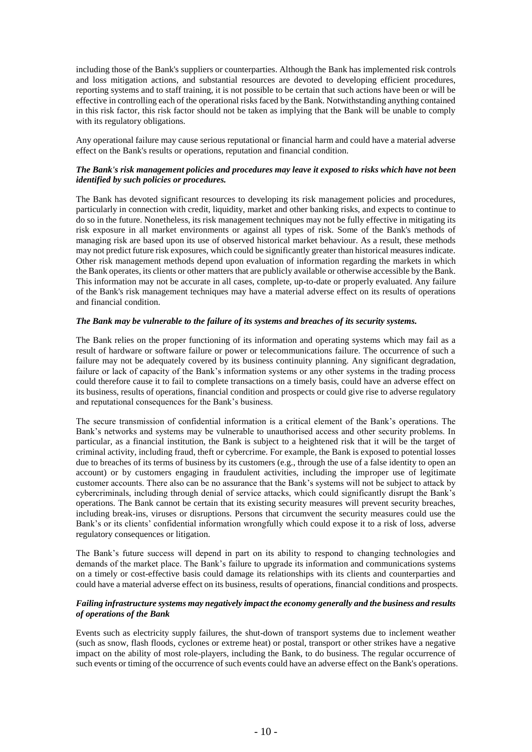including those of the Bank's suppliers or counterparties. Although the Bank has implemented risk controls and loss mitigation actions, and substantial resources are devoted to developing efficient procedures, reporting systems and to staff training, it is not possible to be certain that such actions have been or will be effective in controlling each of the operational risks faced by the Bank. Notwithstanding anything contained in this risk factor, this risk factor should not be taken as implying that the Bank will be unable to comply with its regulatory obligations.

Any operational failure may cause serious reputational or financial harm and could have a material adverse effect on the Bank's results or operations, reputation and financial condition.

***The Bank's risk management policies and procedures may leave it exposed to risks which have not been identified by such policies or procedures.***

The Bank has devoted significant resources to developing its risk management policies and procedures, particularly in connection with credit, liquidity, market and other banking risks, and expects to continue to do so in the future. Nonetheless, its risk management techniques may not be fully effective in mitigating its risk exposure in all market environments or against all types of risk. Some of the Bank's methods of managing risk are based upon its use of observed historical market behaviour. As a result, these methods may not predict future risk exposures, which could be significantly greater than historical measures indicate. Other risk management methods depend upon evaluation of information regarding the markets in which the Bank operates, its clients or other matters that are publicly available or otherwise accessible by the Bank. This information may not be accurate in all cases, complete, up-to-date or properly evaluated. Any failure of the Bank's risk management techniques may have a material adverse effect on its results of operations and financial condition.

***The Bank may be vulnerable to the failure of its systems and breaches of its security systems.***

The Bank relies on the proper functioning of its information and operating systems which may fail as a result of hardware or software failure or power or telecommunications failure. The occurrence of such a failure may not be adequately covered by its business continuity planning. Any significant degradation, failure or lack of capacity of the Bank's information systems or any other systems in the trading process could therefore cause it to fail to complete transactions on a timely basis, could have an adverse effect on its business, results of operations, financial condition and prospects or could give rise to adverse regulatory and reputational consequences for the Bank's business.

The secure transmission of confidential information is a critical element of the Bank's operations. The Bank's networks and systems may be vulnerable to unauthorised access and other security problems. In particular, as a financial institution, the Bank is subject to a heightened risk that it will be the target of criminal activity, including fraud, theft or cybercrime. For example, the Bank is exposed to potential losses due to breaches of its terms of business by its customers (e.g., through the use of a false identity to open an account) or by customers engaging in fraudulent activities, including the improper use of legitimate customer accounts. There also can be no assurance that the Bank's systems will not be subject to attack by cybercriminals, including through denial of service attacks, which could significantly disrupt the Bank's operations. The Bank cannot be certain that its existing security measures will prevent security breaches, including break-ins, viruses or disruptions. Persons that circumvent the security measures could use the Bank's or its clients' confidential information wrongfully which could expose it to a risk of loss, adverse regulatory consequences or litigation.

The Bank's future success will depend in part on its ability to respond to changing technologies and demands of the market place. The Bank's failure to upgrade its information and communications systems on a timely or cost-effective basis could damage its relationships with its clients and counterparties and could have a material adverse effect on its business, results of operations, financial conditions and prospects.

***Failing infrastructure systems may negatively impact the economy generally and the business and results of operations of the Bank***

Events such as electricity supply failures, the shut-down of transport systems due to inclement weather (such as snow, flash floods, cyclones or extreme heat) or postal, transport or other strikes have a negative impact on the ability of most role-players, including the Bank, to do business. The regular occurrence of such events or timing of the occurrence of such events could have an adverse effect on the Bank's operations.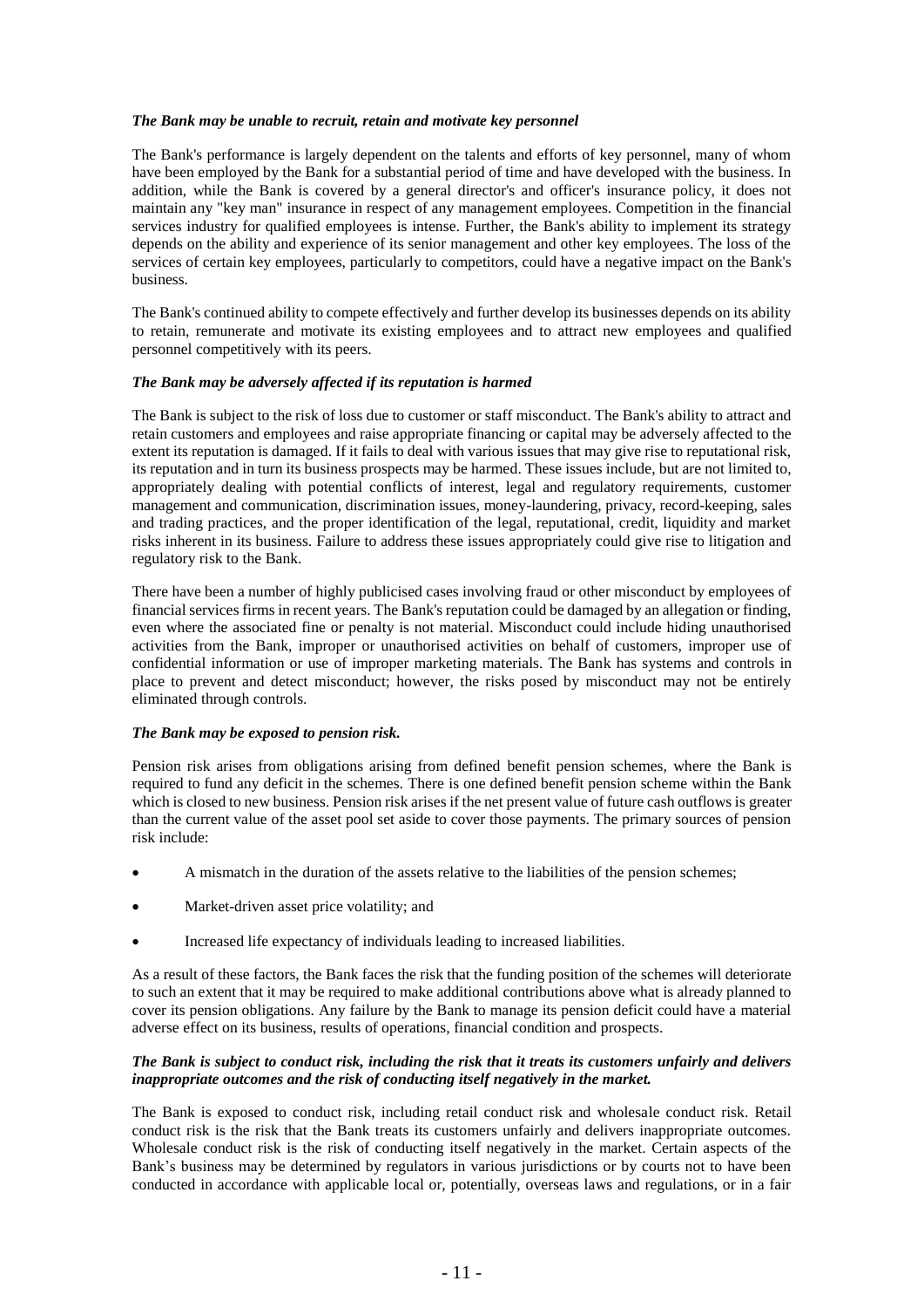### *The Bank may be unable to recruit, retain and motivate key personnel*

The Bank's performance is largely dependent on the talents and efforts of key personnel, many of whom have been employed by the Bank for a substantial period of time and have developed with the business. In addition, while the Bank is covered by a general director's and officer's insurance policy, it does not maintain any "key man" insurance in respect of any management employees. Competition in the financial services industry for qualified employees is intense. Further, the Bank's ability to implement its strategy depends on the ability and experience of its senior management and other key employees. The loss of the services of certain key employees, particularly to competitors, could have a negative impact on the Bank's business.

The Bank's continued ability to compete effectively and further develop its businesses depends on its ability to retain, remunerate and motivate its existing employees and to attract new employees and qualified personnel competitively with its peers.

### *The Bank may be adversely affected if its reputation is harmed*

The Bank is subject to the risk of loss due to customer or staff misconduct. The Bank's ability to attract and retain customers and employees and raise appropriate financing or capital may be adversely affected to the extent its reputation is damaged. If it fails to deal with various issues that may give rise to reputational risk, its reputation and in turn its business prospects may be harmed. These issues include, but are not limited to, appropriately dealing with potential conflicts of interest, legal and regulatory requirements, customer management and communication, discrimination issues, money-laundering, privacy, record-keeping, sales and trading practices, and the proper identification of the legal, reputational, credit, liquidity and market risks inherent in its business. Failure to address these issues appropriately could give rise to litigation and regulatory risk to the Bank.

There have been a number of highly publicised cases involving fraud or other misconduct by employees of financial services firms in recent years. The Bank's reputation could be damaged by an allegation or finding, even where the associated fine or penalty is not material. Misconduct could include hiding unauthorised activities from the Bank, improper or unauthorised activities on behalf of customers, improper use of confidential information or use of improper marketing materials. The Bank has systems and controls in place to prevent and detect misconduct; however, the risks posed by misconduct may not be entirely eliminated through controls.

### *The Bank may be exposed to pension risk.*

Pension risk arises from obligations arising from defined benefit pension schemes, where the Bank is required to fund any deficit in the schemes. There is one defined benefit pension scheme within the Bank which is closed to new business. Pension risk arises if the net present value of future cash outflows is greater than the current value of the asset pool set aside to cover those payments. The primary sources of pension risk include:

- A mismatch in the duration of the assets relative to the liabilities of the pension schemes;
- Market-driven asset price volatility; and
- Increased life expectancy of individuals leading to increased liabilities.

As a result of these factors, the Bank faces the risk that the funding position of the schemes will deteriorate to such an extent that it may be required to make additional contributions above what is already planned to cover its pension obligations. Any failure by the Bank to manage its pension deficit could have a material adverse effect on its business, results of operations, financial condition and prospects.

### *The Bank is subject to conduct risk, including the risk that it treats its customers unfairly and delivers inappropriate outcomes and the risk of conducting itself negatively in the market.*

The Bank is exposed to conduct risk, including retail conduct risk and wholesale conduct risk. Retail conduct risk is the risk that the Bank treats its customers unfairly and delivers inappropriate outcomes. Wholesale conduct risk is the risk of conducting itself negatively in the market. Certain aspects of the Bank's business may be determined by regulators in various jurisdictions or by courts not to have been conducted in accordance with applicable local or, potentially, overseas laws and regulations, or in a fair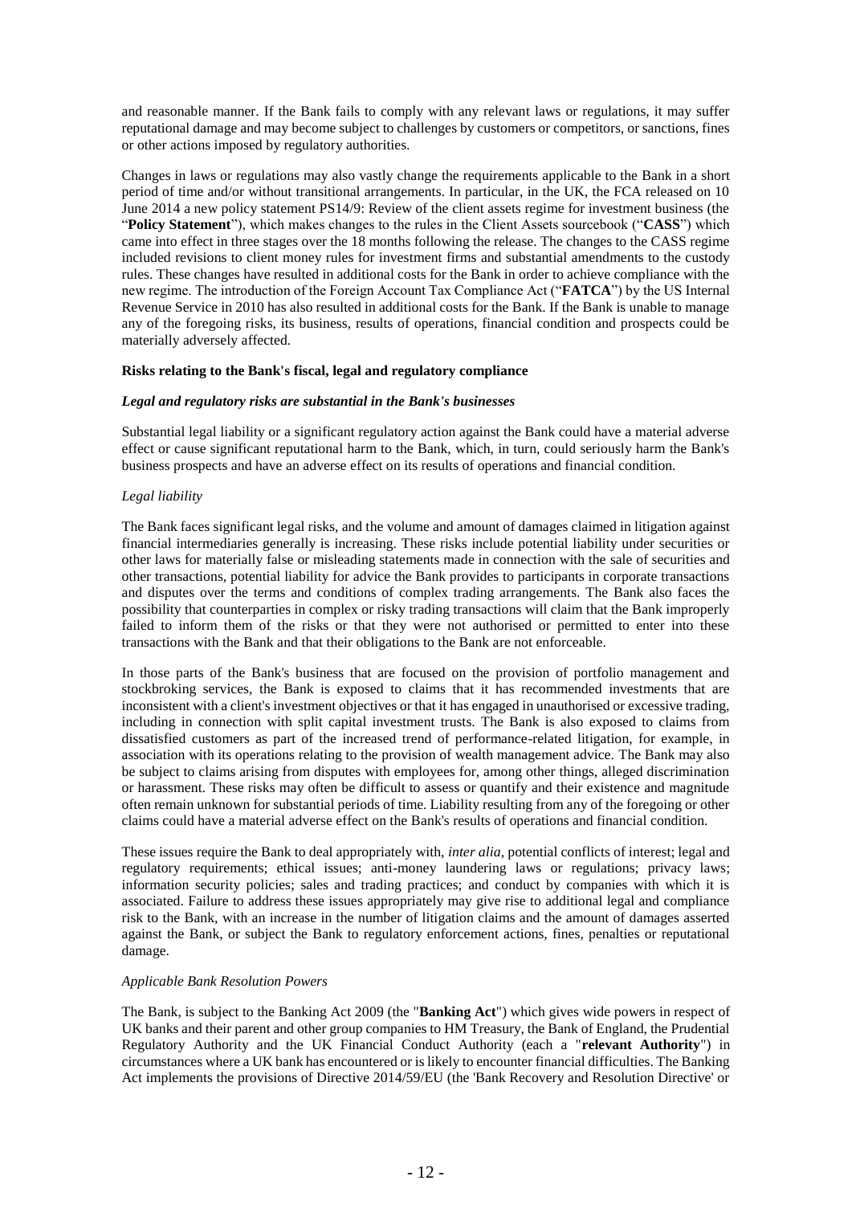and reasonable manner. If the Bank fails to comply with any relevant laws or regulations, it may suffer reputational damage and may become subject to challenges by customers or competitors, or sanctions, fines or other actions imposed by regulatory authorities.

Changes in laws or regulations may also vastly change the requirements applicable to the Bank in a short period of time and/or without transitional arrangements. In particular, in the UK, the FCA released on 10 June 2014 a new policy statement PS14/9: Review of the client assets regime for investment business (the "**Policy Statement**"), which makes changes to the rules in the Client Assets sourcebook ("**CASS**") which came into effect in three stages over the 18 months following the release. The changes to the CASS regime included revisions to client money rules for investment firms and substantial amendments to the custody rules. These changes have resulted in additional costs for the Bank in order to achieve compliance with the new regime. The introduction of the Foreign Account Tax Compliance Act ("**FATCA**") by the US Internal Revenue Service in 2010 has also resulted in additional costs for the Bank. If the Bank is unable to manage any of the foregoing risks, its business, results of operations, financial condition and prospects could be materially adversely affected.

**Risks relating to the Bank's fiscal, legal and regulatory compliance**

***Legal and regulatory risks are substantial in the Bank's businesses***

Substantial legal liability or a significant regulatory action against the Bank could have a material adverse effect or cause significant reputational harm to the Bank, which, in turn, could seriously harm the Bank's business prospects and have an adverse effect on its results of operations and financial condition.

*Legal liability*

The Bank faces significant legal risks, and the volume and amount of damages claimed in litigation against financial intermediaries generally is increasing. These risks include potential liability under securities or other laws for materially false or misleading statements made in connection with the sale of securities and other transactions, potential liability for advice the Bank provides to participants in corporate transactions and disputes over the terms and conditions of complex trading arrangements. The Bank also faces the possibility that counterparties in complex or risky trading transactions will claim that the Bank improperly failed to inform them of the risks or that they were not authorised or permitted to enter into these transactions with the Bank and that their obligations to the Bank are not enforceable.

In those parts of the Bank's business that are focused on the provision of portfolio management and stockbroking services, the Bank is exposed to claims that it has recommended investments that are inconsistent with a client's investment objectives or that it has engaged in unauthorised or excessive trading, including in connection with split capital investment trusts. The Bank is also exposed to claims from dissatisfied customers as part of the increased trend of performance-related litigation, for example, in association with its operations relating to the provision of wealth management advice. The Bank may also be subject to claims arising from disputes with employees for, among other things, alleged discrimination or harassment. These risks may often be difficult to assess or quantify and their existence and magnitude often remain unknown for substantial periods of time. Liability resulting from any of the foregoing or other claims could have a material adverse effect on the Bank's results of operations and financial condition.

These issues require the Bank to deal appropriately with, *inter alia*, potential conflicts of interest; legal and regulatory requirements; ethical issues; anti-money laundering laws or regulations; privacy laws; information security policies; sales and trading practices; and conduct by companies with which it is associated. Failure to address these issues appropriately may give rise to additional legal and compliance risk to the Bank, with an increase in the number of litigation claims and the amount of damages asserted against the Bank, or subject the Bank to regulatory enforcement actions, fines, penalties or reputational damage.

*Applicable Bank Resolution Powers*

The Bank, is subject to the Banking Act 2009 (the "**Banking Act**") which gives wide powers in respect of UK banks and their parent and other group companies to HM Treasury, the Bank of England, the Prudential Regulatory Authority and the UK Financial Conduct Authority (each a "**relevant Authority**") in circumstances where a UK bank has encountered or is likely to encounter financial difficulties. The Banking Act implements the provisions of Directive 2014/59/EU (the 'Bank Recovery and Resolution Directive' or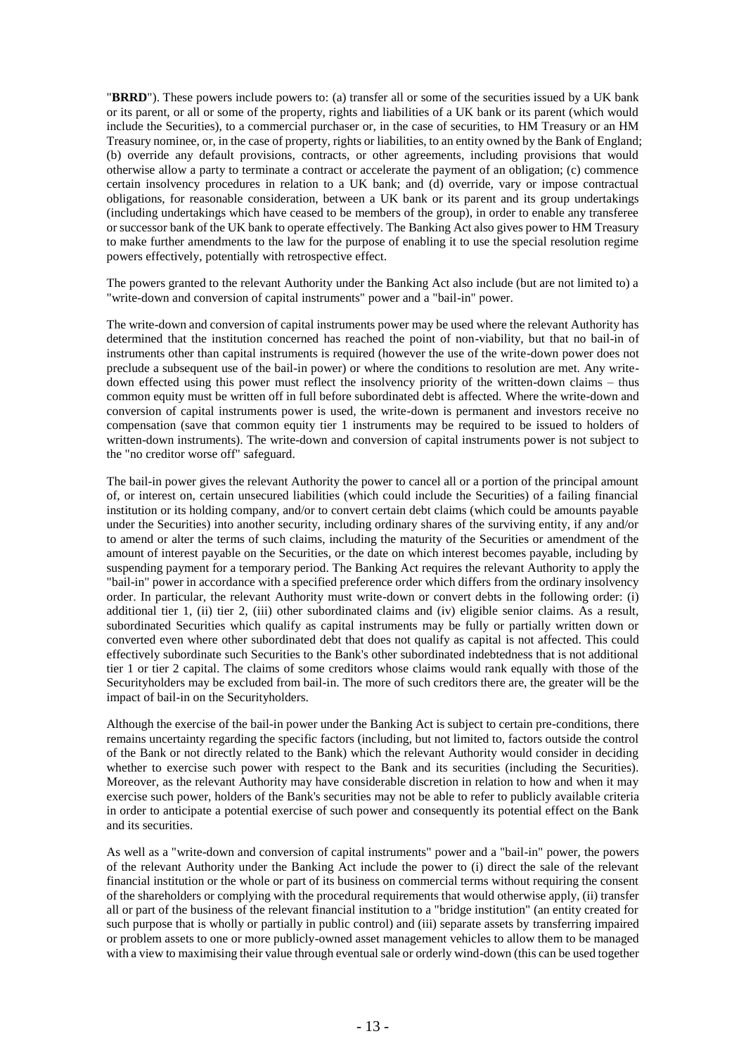"**BRRD**"). These powers include powers to: (a) transfer all or some of the securities issued by a UK bank or its parent, or all or some of the property, rights and liabilities of a UK bank or its parent (which would include the Securities), to a commercial purchaser or, in the case of securities, to HM Treasury or an HM Treasury nominee, or, in the case of property, rights or liabilities, to an entity owned by the Bank of England; (b) override any default provisions, contracts, or other agreements, including provisions that would otherwise allow a party to terminate a contract or accelerate the payment of an obligation; (c) commence certain insolvency procedures in relation to a UK bank; and (d) override, vary or impose contractual obligations, for reasonable consideration, between a UK bank or its parent and its group undertakings (including undertakings which have ceased to be members of the group), in order to enable any transferee or successor bank of the UK bank to operate effectively. The Banking Act also gives power to HM Treasury to make further amendments to the law for the purpose of enabling it to use the special resolution regime powers effectively, potentially with retrospective effect.

The powers granted to the relevant Authority under the Banking Act also include (but are not limited to) a "write-down and conversion of capital instruments" power and a "bail-in" power.

The write-down and conversion of capital instruments power may be used where the relevant Authority has determined that the institution concerned has reached the point of non-viability, but that no bail-in of instruments other than capital instruments is required (however the use of the write-down power does not preclude a subsequent use of the bail-in power) or where the conditions to resolution are met. Any write-down effected using this power must reflect the insolvency priority of the written-down claims – thus common equity must be written off in full before subordinated debt is affected. Where the write-down and conversion of capital instruments power is used, the write-down is permanent and investors receive no compensation (save that common equity tier 1 instruments may be required to be issued to holders of written-down instruments). The write-down and conversion of capital instruments power is not subject to the "no creditor worse off" safeguard.

The bail-in power gives the relevant Authority the power to cancel all or a portion of the principal amount of, or interest on, certain unsecured liabilities (which could include the Securities) of a failing financial institution or its holding company, and/or to convert certain debt claims (which could be amounts payable under the Securities) into another security, including ordinary shares of the surviving entity, if any and/or to amend or alter the terms of such claims, including the maturity of the Securities or amendment of the amount of interest payable on the Securities, or the date on which interest becomes payable, including by suspending payment for a temporary period. The Banking Act requires the relevant Authority to apply the "bail-in" power in accordance with a specified preference order which differs from the ordinary insolvency order. In particular, the relevant Authority must write-down or convert debts in the following order: (i) additional tier 1, (ii) tier 2, (iii) other subordinated claims and (iv) eligible senior claims. As a result, subordinated Securities which qualify as capital instruments may be fully or partially written down or converted even where other subordinated debt that does not qualify as capital is not affected. This could effectively subordinate such Securities to the Bank's other subordinated indebtedness that is not additional tier 1 or tier 2 capital. The claims of some creditors whose claims would rank equally with those of the Securityholders may be excluded from bail-in. The more of such creditors there are, the greater will be the impact of bail-in on the Securityholders.

Although the exercise of the bail-in power under the Banking Act is subject to certain pre-conditions, there remains uncertainty regarding the specific factors (including, but not limited to, factors outside the control of the Bank or not directly related to the Bank) which the relevant Authority would consider in deciding whether to exercise such power with respect to the Bank and its securities (including the Securities). Moreover, as the relevant Authority may have considerable discretion in relation to how and when it may exercise such power, holders of the Bank's securities may not be able to refer to publicly available criteria in order to anticipate a potential exercise of such power and consequently its potential effect on the Bank and its securities.

As well as a "write-down and conversion of capital instruments" power and a "bail-in" power, the powers of the relevant Authority under the Banking Act include the power to (i) direct the sale of the relevant financial institution or the whole or part of its business on commercial terms without requiring the consent of the shareholders or complying with the procedural requirements that would otherwise apply, (ii) transfer all or part of the business of the relevant financial institution to a "bridge institution" (an entity created for such purpose that is wholly or partially in public control) and (iii) separate assets by transferring impaired or problem assets to one or more publicly-owned asset management vehicles to allow them to be managed with a view to maximising their value through eventual sale or orderly wind-down (this can be used together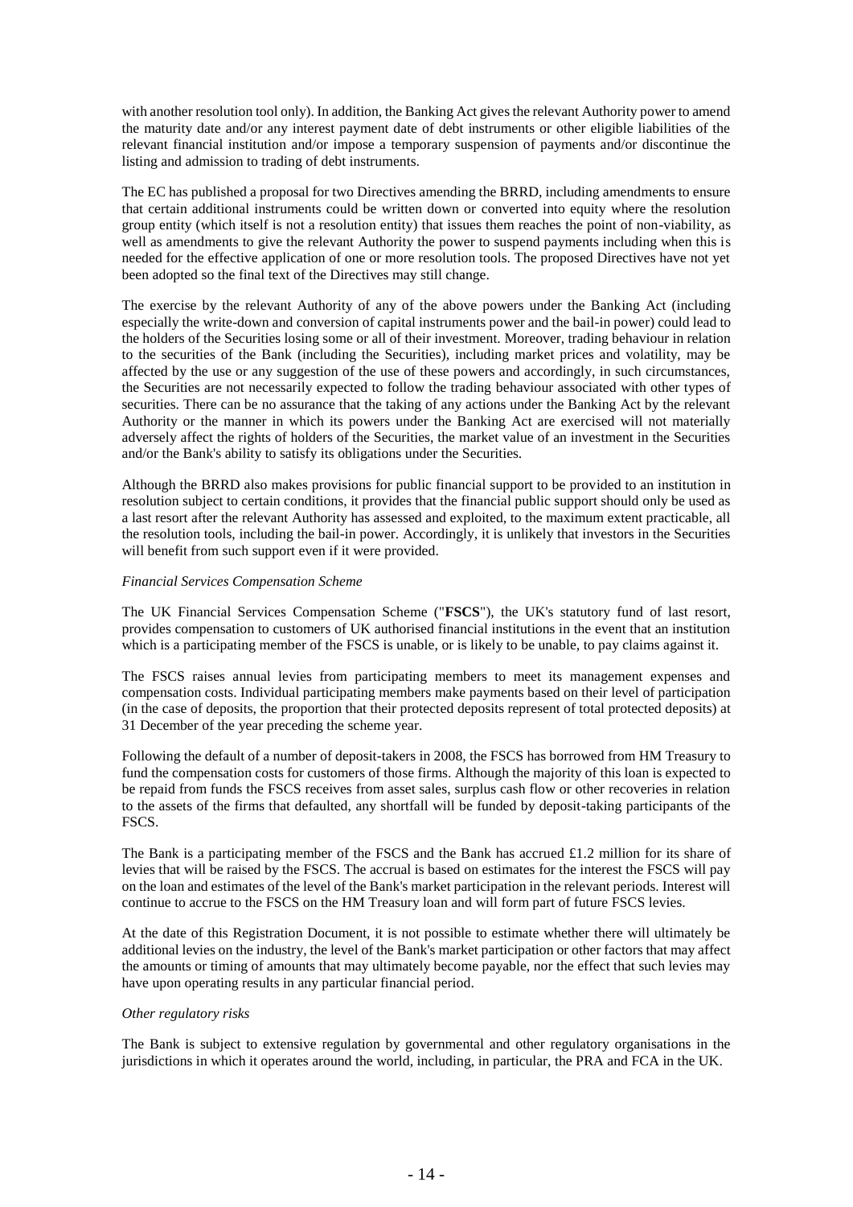with another resolution tool only). In addition, the Banking Act gives the relevant Authority power to amend the maturity date and/or any interest payment date of debt instruments or other eligible liabilities of the relevant financial institution and/or impose a temporary suspension of payments and/or discontinue the listing and admission to trading of debt instruments.

The EC has published a proposal for two Directives amending the BRRD, including amendments to ensure that certain additional instruments could be written down or converted into equity where the resolution group entity (which itself is not a resolution entity) that issues them reaches the point of non-viability, as well as amendments to give the relevant Authority the power to suspend payments including when this is needed for the effective application of one or more resolution tools. The proposed Directives have not yet been adopted so the final text of the Directives may still change.

The exercise by the relevant Authority of any of the above powers under the Banking Act (including especially the write-down and conversion of capital instruments power and the bail-in power) could lead to the holders of the Securities losing some or all of their investment. Moreover, trading behaviour in relation to the securities of the Bank (including the Securities), including market prices and volatility, may be affected by the use or any suggestion of the use of these powers and accordingly, in such circumstances, the Securities are not necessarily expected to follow the trading behaviour associated with other types of securities. There can be no assurance that the taking of any actions under the Banking Act by the relevant Authority or the manner in which its powers under the Banking Act are exercised will not materially adversely affect the rights of holders of the Securities, the market value of an investment in the Securities and/or the Bank's ability to satisfy its obligations under the Securities.

Although the BRRD also makes provisions for public financial support to be provided to an institution in resolution subject to certain conditions, it provides that the financial public support should only be used as a last resort after the relevant Authority has assessed and exploited, to the maximum extent practicable, all the resolution tools, including the bail-in power. Accordingly, it is unlikely that investors in the Securities will benefit from such support even if it were provided.

*Financial Services Compensation Scheme*

The UK Financial Services Compensation Scheme ("**FSCS**"), the UK's statutory fund of last resort, provides compensation to customers of UK authorised financial institutions in the event that an institution which is a participating member of the FSCS is unable, or is likely to be unable, to pay claims against it.

The FSCS raises annual levies from participating members to meet its management expenses and compensation costs. Individual participating members make payments based on their level of participation (in the case of deposits, the proportion that their protected deposits represent of total protected deposits) at 31 December of the year preceding the scheme year.

Following the default of a number of deposit-takers in 2008, the FSCS has borrowed from HM Treasury to fund the compensation costs for customers of those firms. Although the majority of this loan is expected to be repaid from funds the FSCS receives from asset sales, surplus cash flow or other recoveries in relation to the assets of the firms that defaulted, any shortfall will be funded by deposit-taking participants of the FSCS.

The Bank is a participating member of the FSCS and the Bank has accrued £1.2 million for its share of levies that will be raised by the FSCS. The accrual is based on estimates for the interest the FSCS will pay on the loan and estimates of the level of the Bank's market participation in the relevant periods. Interest will continue to accrue to the FSCS on the HM Treasury loan and will form part of future FSCS levies.

At the date of this Registration Document, it is not possible to estimate whether there will ultimately be additional levies on the industry, the level of the Bank's market participation or other factors that may affect the amounts or timing of amounts that may ultimately become payable, nor the effect that such levies may have upon operating results in any particular financial period.

*Other regulatory risks*

The Bank is subject to extensive regulation by governmental and other regulatory organisations in the jurisdictions in which it operates around the world, including, in particular, the PRA and FCA in the UK.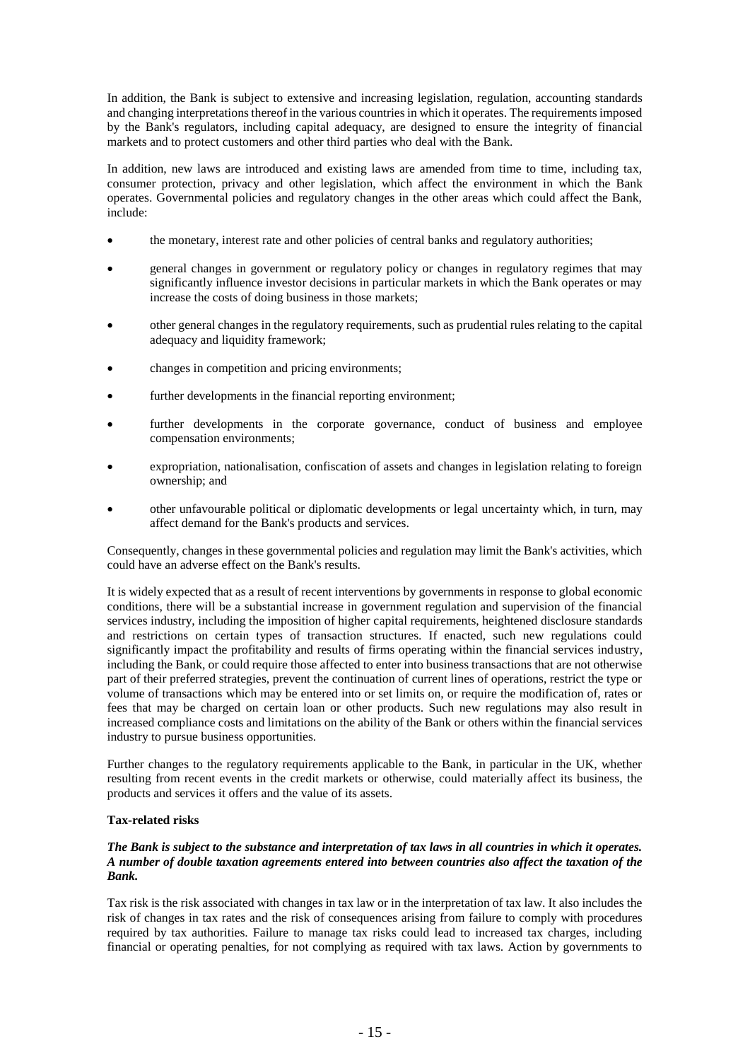In addition, the Bank is subject to extensive and increasing legislation, regulation, accounting standards and changing interpretations thereof in the various countries in which it operates. The requirements imposed by the Bank's regulators, including capital adequacy, are designed to ensure the integrity of financial markets and to protect customers and other third parties who deal with the Bank.

In addition, new laws are introduced and existing laws are amended from time to time, including tax, consumer protection, privacy and other legislation, which affect the environment in which the Bank operates. Governmental policies and regulatory changes in the other areas which could affect the Bank, include:

- the monetary, interest rate and other policies of central banks and regulatory authorities;
- general changes in government or regulatory policy or changes in regulatory regimes that may significantly influence investor decisions in particular markets in which the Bank operates or may increase the costs of doing business in those markets;
- other general changes in the regulatory requirements, such as prudential rules relating to the capital adequacy and liquidity framework;
- changes in competition and pricing environments;
- further developments in the financial reporting environment;
- further developments in the corporate governance, conduct of business and employee compensation environments;
- expropriation, nationalisation, confiscation of assets and changes in legislation relating to foreign ownership; and
- other unfavourable political or diplomatic developments or legal uncertainty which, in turn, may affect demand for the Bank's products and services.

Consequently, changes in these governmental policies and regulation may limit the Bank's activities, which could have an adverse effect on the Bank's results.

It is widely expected that as a result of recent interventions by governments in response to global economic conditions, there will be a substantial increase in government regulation and supervision of the financial services industry, including the imposition of higher capital requirements, heightened disclosure standards and restrictions on certain types of transaction structures. If enacted, such new regulations could significantly impact the profitability and results of firms operating within the financial services industry, including the Bank, or could require those affected to enter into business transactions that are not otherwise part of their preferred strategies, prevent the continuation of current lines of operations, restrict the type or volume of transactions which may be entered into or set limits on, or require the modification of, rates or fees that may be charged on certain loan or other products. Such new regulations may also result in increased compliance costs and limitations on the ability of the Bank or others within the financial services industry to pursue business opportunities.

Further changes to the regulatory requirements applicable to the Bank, in particular in the UK, whether resulting from recent events in the credit markets or otherwise, could materially affect its business, the products and services it offers and the value of its assets.

**Tax-related risks**

***The Bank is subject to the substance and interpretation of tax laws in all countries in which it operates. A number of double taxation agreements entered into between countries also affect the taxation of the Bank.***

Tax risk is the risk associated with changes in tax law or in the interpretation of tax law. It also includes the risk of changes in tax rates and the risk of consequences arising from failure to comply with procedures required by tax authorities. Failure to manage tax risks could lead to increased tax charges, including financial or operating penalties, for not complying as required with tax laws. Action by governments to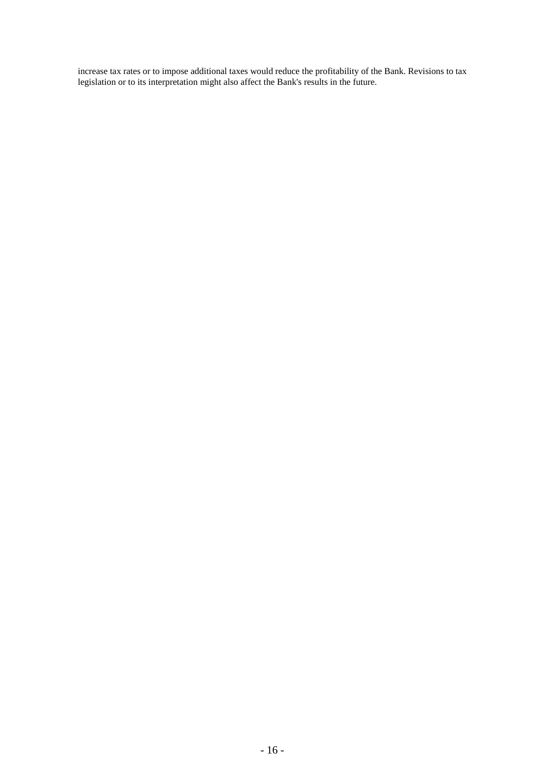increase tax rates or to impose additional taxes would reduce the profitability of the Bank. Revisions to tax legislation or to its interpretation might also affect the Bank's results in the future.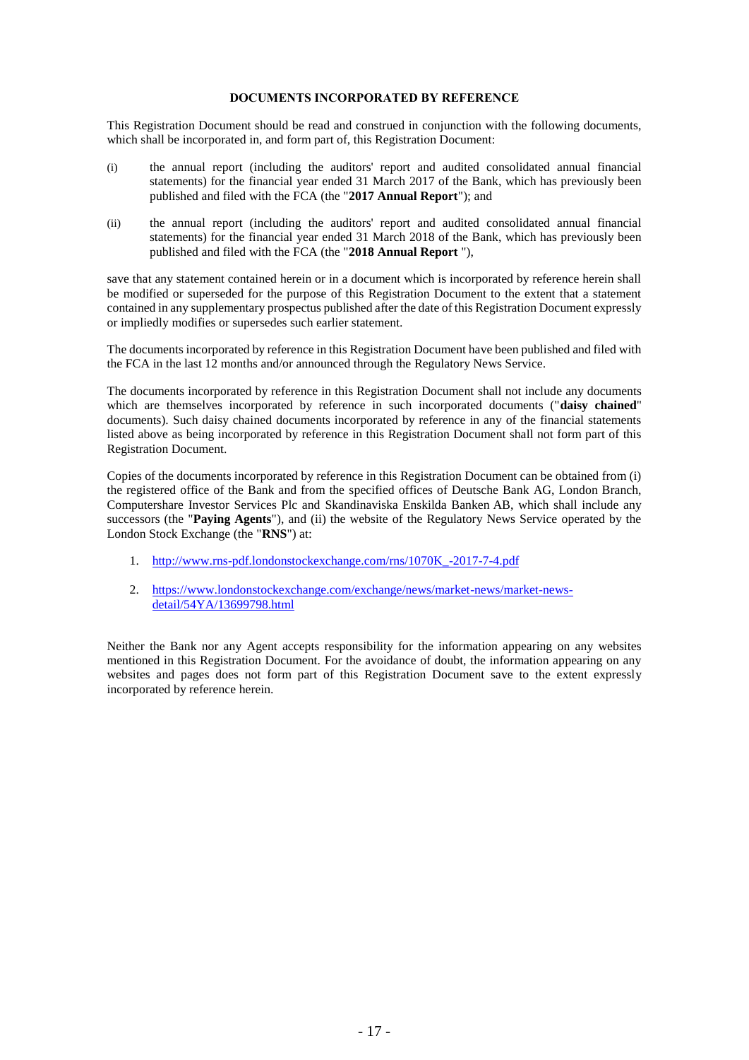## DOCUMENTS INCORPORATED BY REFERENCE

This Registration Document should be read and construed in conjunction with the following documents, which shall be incorporated in, and form part of, this Registration Document:

(i) the annual report (including the auditors' report and audited consolidated annual financial statements) for the financial year ended 31 March 2017 of the Bank, which has previously been published and filed with the FCA (the "**2017 Annual Report**"); and

(ii) the annual report (including the auditors' report and audited consolidated annual financial statements) for the financial year ended 31 March 2018 of the Bank, which has previously been published and filed with the FCA (the "**2018 Annual Report** "),

save that any statement contained herein or in a document which is incorporated by reference herein shall be modified or superseded for the purpose of this Registration Document to the extent that a statement contained in any supplementary prospectus published after the date of this Registration Document expressly or impliedly modifies or supersedes such earlier statement.

The documents incorporated by reference in this Registration Document have been published and filed with the FCA in the last 12 months and/or announced through the Regulatory News Service.

The documents incorporated by reference in this Registration Document shall not include any documents which are themselves incorporated by reference in such incorporated documents ("**daisy chained**" documents). Such daisy chained documents incorporated by reference in any of the financial statements listed above as being incorporated by reference in this Registration Document shall not form part of this Registration Document.

Copies of the documents incorporated by reference in this Registration Document can be obtained from (i) the registered office of the Bank and from the specified offices of Deutsche Bank AG, London Branch, Computershare Investor Services Plc and Skandinaviska Enskilda Banken AB, which shall include any successors (the "**Paying Agents**"), and (ii) the website of the Regulatory News Service operated by the London Stock Exchange (the "**RNS**") at:

1. http://www.rns-pdf.londonstockexchange.com/rns/1070K_-2017-7-4.pdf
2. https://www.londonstockexchange.com/exchange/news/market-news/market-news-detail/54YA/13699798.html

Neither the Bank nor any Agent accepts responsibility for the information appearing on any websites mentioned in this Registration Document. For the avoidance of doubt, the information appearing on any websites and pages does not form part of this Registration Document save to the extent expressly incorporated by reference herein.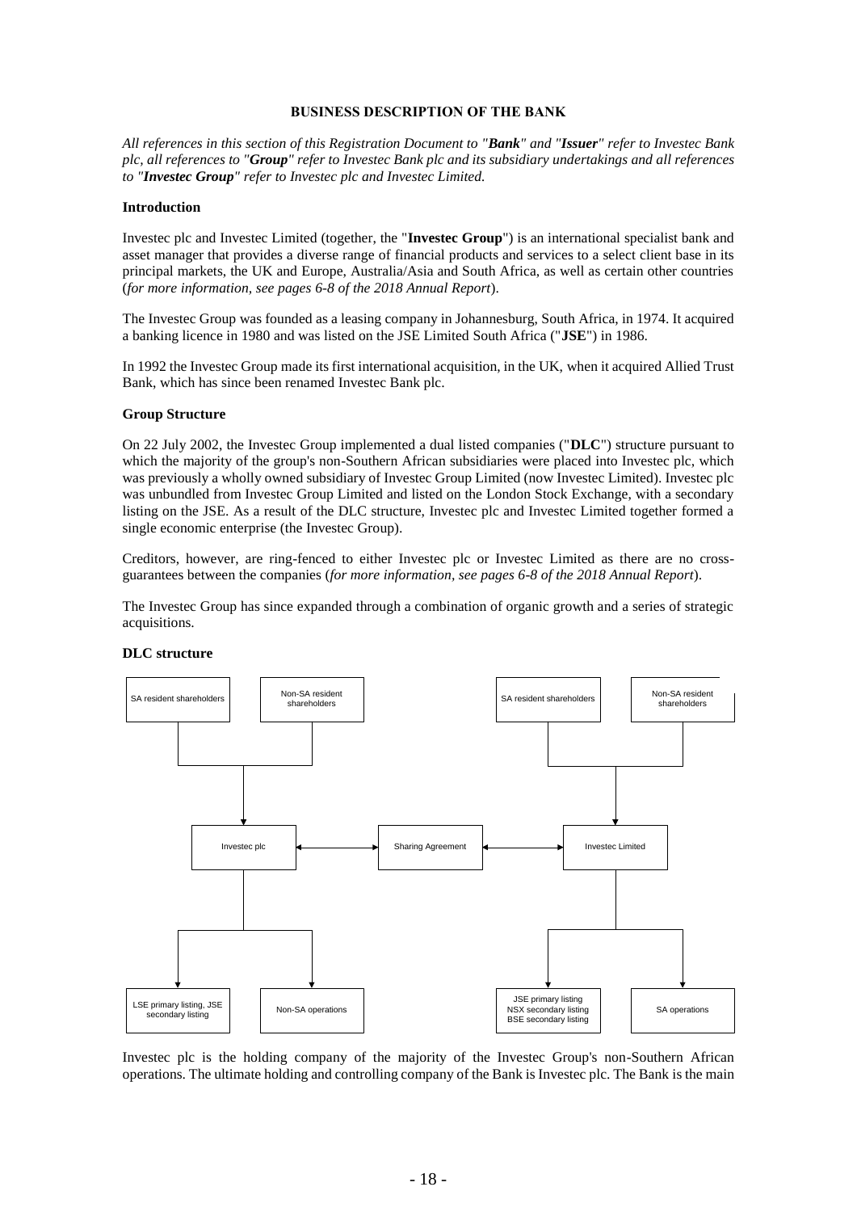# BUSINESS DESCRIPTION OF THE BANK

*All references in this section of this Registration Document to "**Bank**" and "**Issuer**" refer to Investec Bank plc, all references to "**Group**" refer to Investec Bank plc and its subsidiary undertakings and all references to "**Investec Group**" refer to Investec plc and Investec Limited.*

## Introduction

Investec plc and Investec Limited (together, the "**Investec Group**") is an international specialist bank and asset manager that provides a diverse range of financial products and services to a select client base in its principal markets, the UK and Europe, Australia/Asia and South Africa, as well as certain other countries (*for more information, see pages 6-8 of the 2018 Annual Report*).

The Investec Group was founded as a leasing company in Johannesburg, South Africa, in 1974. It acquired a banking licence in 1980 and was listed on the JSE Limited South Africa ("**JSE**") in 1986.

In 1992 the Investec Group made its first international acquisition, in the UK, when it acquired Allied Trust Bank, which has since been renamed Investec Bank plc.

## Group Structure

On 22 July 2002, the Investec Group implemented a dual listed companies ("**DLC**") structure pursuant to which the majority of the group's non-Southern African subsidiaries were placed into Investec plc, which was previously a wholly owned subsidiary of Investec Group Limited (now Investec Limited). Investec plc was unbundled from Investec Group Limited and listed on the London Stock Exchange, with a secondary listing on the JSE. As a result of the DLC structure, Investec plc and Investec Limited together formed a single economic enterprise (the Investec Group).

Creditors, however, are ring-fenced to either Investec plc or Investec Limited as there are no cross-guarantees between the companies (*for more information, see pages 6-8 of the 2018 Annual Report*).

The Investec Group has since expanded through a combination of organic growth and a series of strategic acquisitions.

## DLC structure

SA resident shareholders | Non-SA resident shareholders → Investec plc → LSE primary listing, JSE secondary listing | Non-SA operations

SA resident shareholders | Non-SA resident shareholders → Investec Limited → JSE primary listing, NSX secondary listing, BSE secondary listing | SA operations

Investec plc ↔ Sharing Agreement ↔ Investec Limited

Investec plc is the holding company of the majority of the Investec Group's non-Southern African operations. The ultimate holding and controlling company of the Bank is Investec plc. The Bank is the main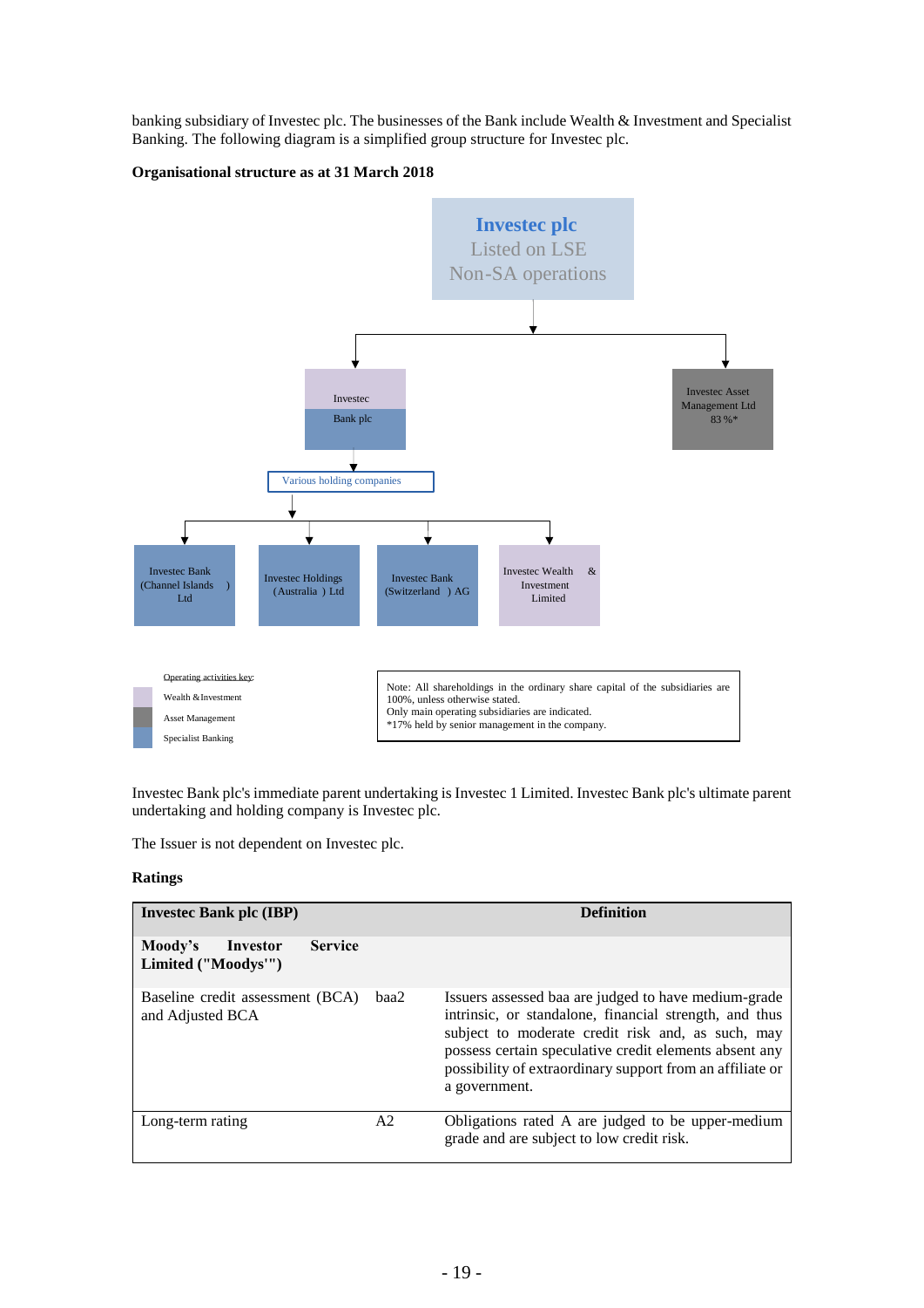banking subsidiary of Investec plc. The businesses of the Bank include Wealth & Investment and Specialist Banking. The following diagram is a simplified group structure for Investec plc.

**Organisational structure as at 31 March 2018**

Investec plc
Listed on LSE
Non-SA operations

Investec Bank plc

Investec Asset Management Ltd 83 %*

Various holding companies

Investec Bank (Channel Islands) Ltd

Investec Holdings (Australia) Ltd

Investec Bank (Switzerland) AG

Investec Wealth & Investment Limited

Operating activities key:
- Wealth & Investment
- Asset Management
- Specialist Banking

Note: All shareholdings in the ordinary share capital of the subsidiaries are 100%, unless otherwise stated.
Only main operating subsidiaries are indicated.
*17% held by senior management in the company.

Investec Bank plc's immediate parent undertaking is Investec 1 Limited. Investec Bank plc's ultimate parent undertaking and holding company is Investec plc.

The Issuer is not dependent on Investec plc.

**Ratings**

| **Investec Bank plc (IBP)** | | **Definition** |
|---|---|---|
| **Moody's Investor Service Limited ("Moodys'")** | | |
| Baseline credit assessment (BCA) and Adjusted BCA | baa2 | Issuers assessed baa are judged to have medium-grade intrinsic, or standalone, financial strength, and thus subject to moderate credit risk and, as such, may possess certain speculative credit elements absent any possibility of extraordinary support from an affiliate or a government. |
| Long-term rating | A2 | Obligations rated A are judged to be upper-medium grade and are subject to low credit risk. |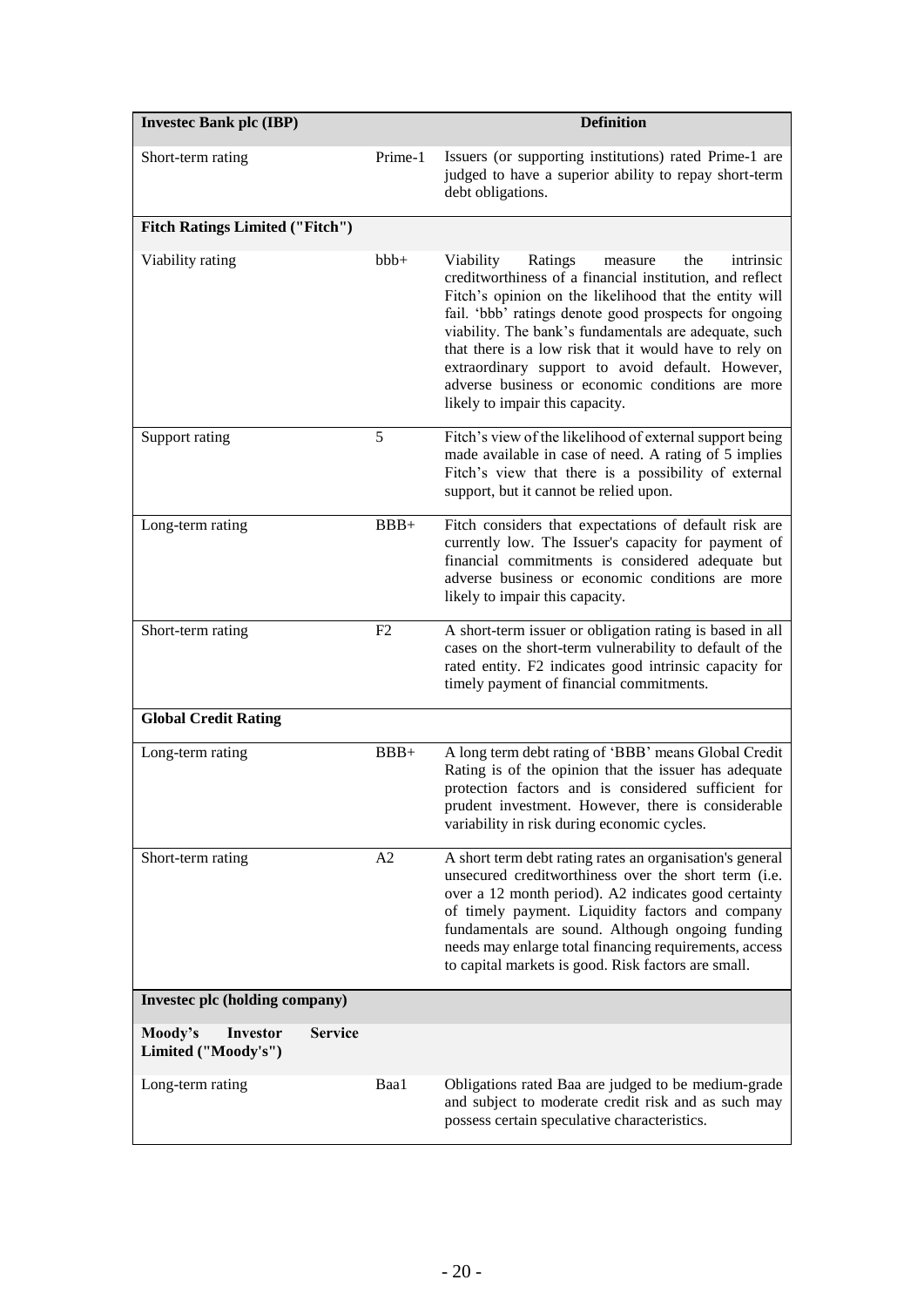| **Investec Bank plc (IBP)** | | **Definition** |
|---|---|---|
| Short-term rating | Prime-1 | Issuers (or supporting institutions) rated Prime-1 are judged to have a superior ability to repay short-term debt obligations. |
| **Fitch Ratings Limited ("Fitch")** | | |
| Viability rating | bbb+ | Viability Ratings measure the intrinsic creditworthiness of a financial institution, and reflect Fitch's opinion on the likelihood that the entity will fail. 'bbb' ratings denote good prospects for ongoing viability. The bank's fundamentals are adequate, such that there is a low risk that it would have to rely on extraordinary support to avoid default. However, adverse business or economic conditions are more likely to impair this capacity. |
| Support rating | 5 | Fitch's view of the likelihood of external support being made available in case of need. A rating of 5 implies Fitch's view that there is a possibility of external support, but it cannot be relied upon. |
| Long-term rating | BBB+ | Fitch considers that expectations of default risk are currently low. The Issuer's capacity for payment of financial commitments is considered adequate but adverse business or economic conditions are more likely to impair this capacity. |
| Short-term rating | F2 | A short-term issuer or obligation rating is based in all cases on the short-term vulnerability to default of the rated entity. F2 indicates good intrinsic capacity for timely payment of financial commitments. |
| **Global Credit Rating** | | |
| Long-term rating | BBB+ | A long term debt rating of 'BBB' means Global Credit Rating is of the opinion that the issuer has adequate protection factors and is considered sufficient for prudent investment. However, there is considerable variability in risk during economic cycles. |
| Short-term rating | A2 | A short term debt rating rates an organisation's general unsecured creditworthiness over the short term (i.e. over a 12 month period). A2 indicates good certainty of timely payment. Liquidity factors and company fundamentals are sound. Although ongoing funding needs may enlarge total financing requirements, access to capital markets is good. Risk factors are small. |
| **Investec plc (holding company)** | | |
| **Moody's Investor Service Limited ("Moody's")** | | |
| Long-term rating | Baa1 | Obligations rated Baa are judged to be medium-grade and subject to moderate credit risk and as such may possess certain speculative characteristics. |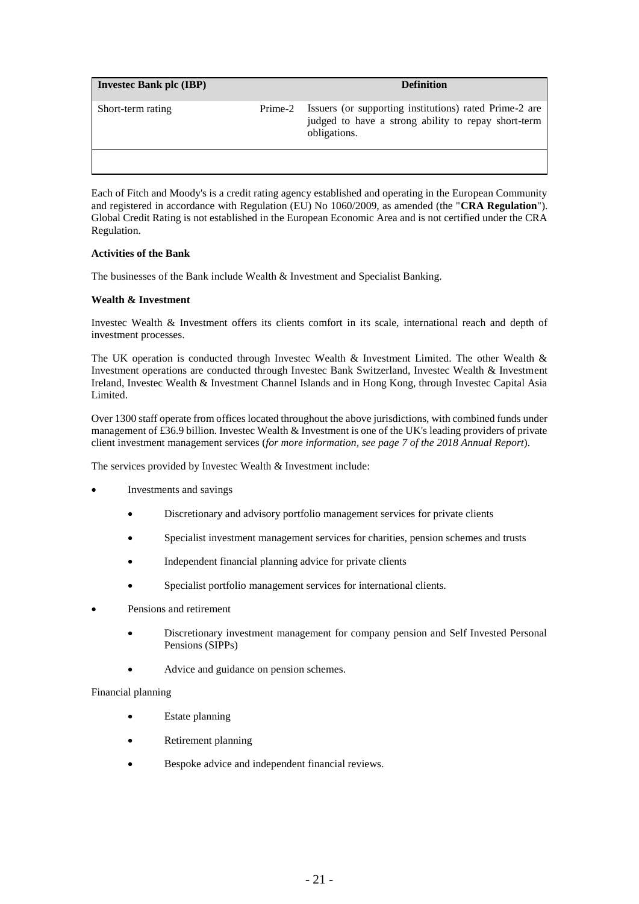| Investec Bank plc (IBP) | | Definition |
| --- | --- | --- |
| Short-term rating | Prime-2 | Issuers (or supporting institutions) rated Prime-2 are judged to have a strong ability to repay short-term obligations. |
| | | |

Each of Fitch and Moody's is a credit rating agency established and operating in the European Community and registered in accordance with Regulation (EU) No 1060/2009, as amended (the "**CRA Regulation**"). Global Credit Rating is not established in the European Economic Area and is not certified under the CRA Regulation.

**Activities of the Bank**

The businesses of the Bank include Wealth & Investment and Specialist Banking.

**Wealth & Investment**

Investec Wealth & Investment offers its clients comfort in its scale, international reach and depth of investment processes.

The UK operation is conducted through Investec Wealth & Investment Limited. The other Wealth & Investment operations are conducted through Investec Bank Switzerland, Investec Wealth & Investment Ireland, Investec Wealth & Investment Channel Islands and in Hong Kong, through Investec Capital Asia Limited.

Over 1300 staff operate from offices located throughout the above jurisdictions, with combined funds under management of £36.9 billion. Investec Wealth & Investment is one of the UK's leading providers of private client investment management services (*for more information, see page 7 of the 2018 Annual Report*).

The services provided by Investec Wealth & Investment include:

- Investments and savings
  - Discretionary and advisory portfolio management services for private clients
  - Specialist investment management services for charities, pension schemes and trusts
  - Independent financial planning advice for private clients
  - Specialist portfolio management services for international clients.
- Pensions and retirement
  - Discretionary investment management for company pension and Self Invested Personal Pensions (SIPPs)
  - Advice and guidance on pension schemes.

Financial planning

- Estate planning
- Retirement planning
- Bespoke advice and independent financial reviews.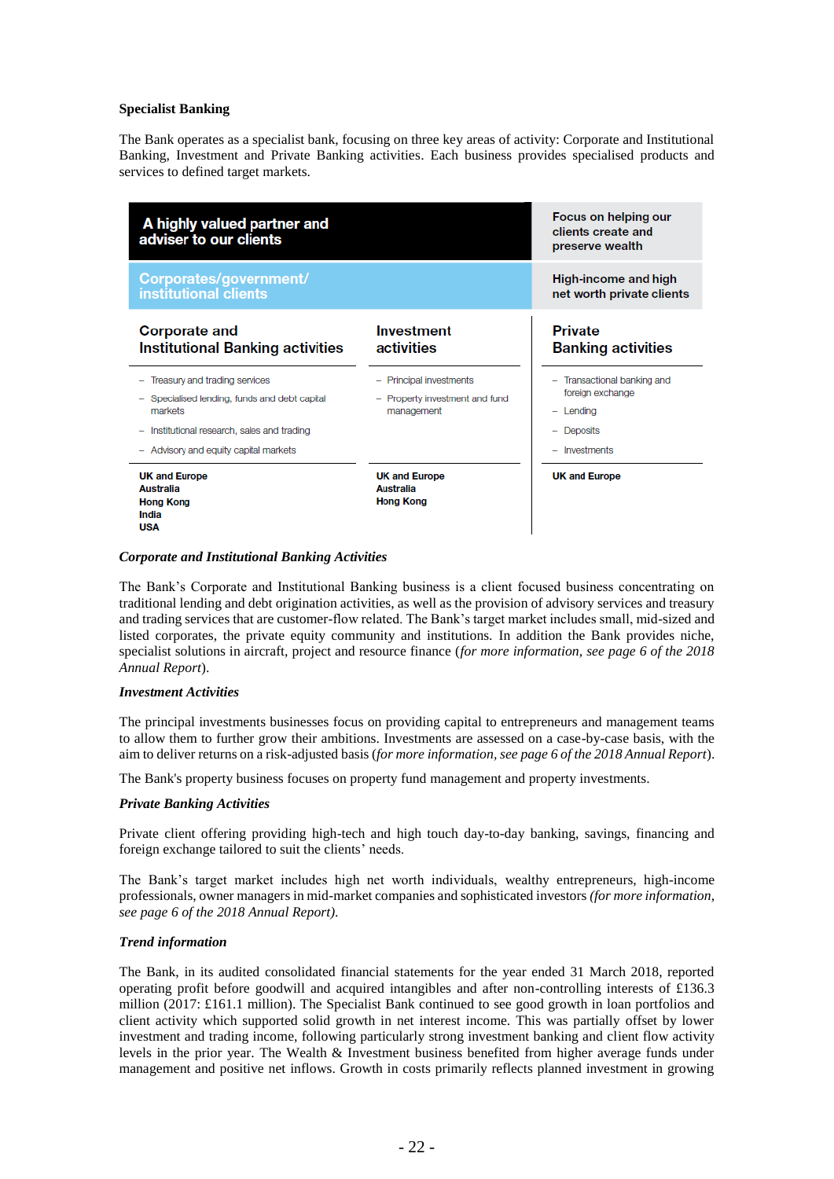**Specialist Banking**

The Bank operates as a specialist bank, focusing on three key areas of activity: Corporate and Institutional Banking, Investment and Private Banking activities. Each business provides specialised products and services to defined target markets.

| A highly valued partner and adviser to our clients | | Focus on helping our clients create and preserve wealth |
|---|---|---|
| Corporates/government/ institutional clients | | High-income and high net worth private clients |
| **Corporate and Institutional Banking activities** | **Investment activities** | **Private Banking activities** |
| – Treasury and trading services<br>– Specialised lending, funds and debt capital markets<br>– Institutional research, sales and trading<br>– Advisory and equity capital markets | – Principal investments<br>– Property investment and fund management | – Transactional banking and foreign exchange<br>– Lending<br>– Deposits<br>– Investments |
| **UK and Europe**<br>**Australia**<br>**Hong Kong**<br>**India**<br>**USA** | **UK and Europe**<br>**Australia**<br>**Hong Kong** | **UK and Europe** |

***Corporate and Institutional Banking Activities***

The Bank's Corporate and Institutional Banking business is a client focused business concentrating on traditional lending and debt origination activities, as well as the provision of advisory services and treasury and trading services that are customer-flow related. The Bank's target market includes small, mid-sized and listed corporates, the private equity community and institutions. In addition the Bank provides niche, specialist solutions in aircraft, project and resource finance (*for more information, see page 6 of the 2018 Annual Report*).

***Investment Activities***

The principal investments businesses focus on providing capital to entrepreneurs and management teams to allow them to further grow their ambitions. Investments are assessed on a case-by-case basis, with the aim to deliver returns on a risk-adjusted basis (*for more information, see page 6 of the 2018 Annual Report*).

The Bank's property business focuses on property fund management and property investments.

***Private Banking Activities***

Private client offering providing high-tech and high touch day-to-day banking, savings, financing and foreign exchange tailored to suit the clients' needs.

The Bank's target market includes high net worth individuals, wealthy entrepreneurs, high-income professionals, owner managers in mid-market companies and sophisticated investors *(for more information, see page 6 of the 2018 Annual Report).*

***Trend information***

The Bank, in its audited consolidated financial statements for the year ended 31 March 2018, reported operating profit before goodwill and acquired intangibles and after non-controlling interests of £136.3 million (2017: £161.1 million). The Specialist Bank continued to see good growth in loan portfolios and client activity which supported solid growth in net interest income. This was partially offset by lower investment and trading income, following particularly strong investment banking and client flow activity levels in the prior year. The Wealth & Investment business benefited from higher average funds under management and positive net inflows. Growth in costs primarily reflects planned investment in growing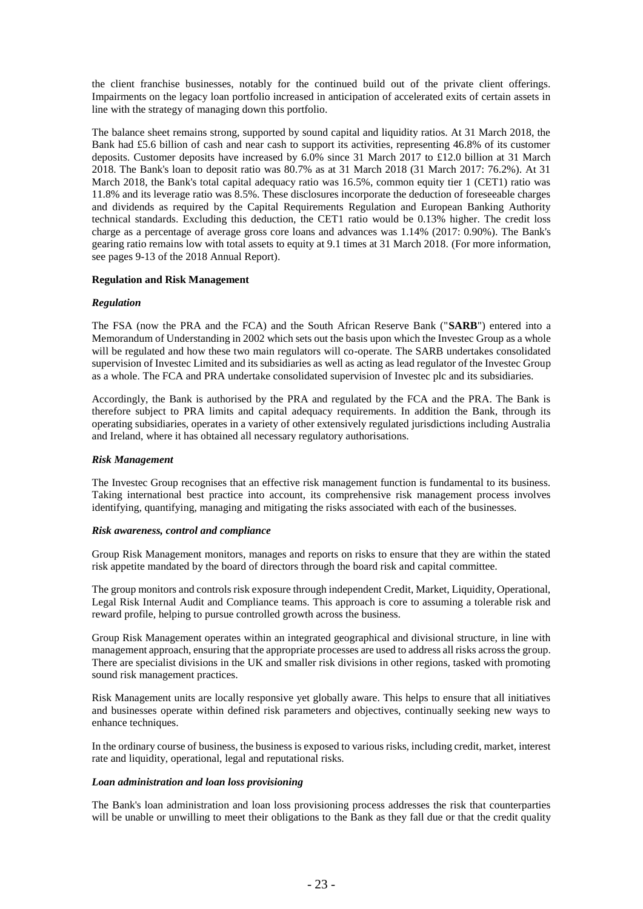the client franchise businesses, notably for the continued build out of the private client offerings. Impairments on the legacy loan portfolio increased in anticipation of accelerated exits of certain assets in line with the strategy of managing down this portfolio.

The balance sheet remains strong, supported by sound capital and liquidity ratios. At 31 March 2018, the Bank had £5.6 billion of cash and near cash to support its activities, representing 46.8% of its customer deposits. Customer deposits have increased by 6.0% since 31 March 2017 to £12.0 billion at 31 March 2018. The Bank's loan to deposit ratio was 80.7% as at 31 March 2018 (31 March 2017: 76.2%). At 31 March 2018, the Bank's total capital adequacy ratio was 16.5%, common equity tier 1 (CET1) ratio was 11.8% and its leverage ratio was 8.5%. These disclosures incorporate the deduction of foreseeable charges and dividends as required by the Capital Requirements Regulation and European Banking Authority technical standards. Excluding this deduction, the CET1 ratio would be 0.13% higher. The credit loss charge as a percentage of average gross core loans and advances was 1.14% (2017: 0.90%). The Bank's gearing ratio remains low with total assets to equity at 9.1 times at 31 March 2018. (For more information, see pages 9-13 of the 2018 Annual Report).

**Regulation and Risk Management**

***Regulation***

The FSA (now the PRA and the FCA) and the South African Reserve Bank ("**SARB**") entered into a Memorandum of Understanding in 2002 which sets out the basis upon which the Investec Group as a whole will be regulated and how these two main regulators will co-operate. The SARB undertakes consolidated supervision of Investec Limited and its subsidiaries as well as acting as lead regulator of the Investec Group as a whole. The FCA and PRA undertake consolidated supervision of Investec plc and its subsidiaries.

Accordingly, the Bank is authorised by the PRA and regulated by the FCA and the PRA. The Bank is therefore subject to PRA limits and capital adequacy requirements. In addition the Bank, through its operating subsidiaries, operates in a variety of other extensively regulated jurisdictions including Australia and Ireland, where it has obtained all necessary regulatory authorisations.

***Risk Management***

The Investec Group recognises that an effective risk management function is fundamental to its business. Taking international best practice into account, its comprehensive risk management process involves identifying, quantifying, managing and mitigating the risks associated with each of the businesses.

***Risk awareness, control and compliance***

Group Risk Management monitors, manages and reports on risks to ensure that they are within the stated risk appetite mandated by the board of directors through the board risk and capital committee.

The group monitors and controls risk exposure through independent Credit, Market, Liquidity, Operational, Legal Risk Internal Audit and Compliance teams. This approach is core to assuming a tolerable risk and reward profile, helping to pursue controlled growth across the business.

Group Risk Management operates within an integrated geographical and divisional structure, in line with management approach, ensuring that the appropriate processes are used to address all risks across the group. There are specialist divisions in the UK and smaller risk divisions in other regions, tasked with promoting sound risk management practices.

Risk Management units are locally responsive yet globally aware. This helps to ensure that all initiatives and businesses operate within defined risk parameters and objectives, continually seeking new ways to enhance techniques.

In the ordinary course of business, the business is exposed to various risks, including credit, market, interest rate and liquidity, operational, legal and reputational risks.

***Loan administration and loan loss provisioning***

The Bank's loan administration and loan loss provisioning process addresses the risk that counterparties will be unable or unwilling to meet their obligations to the Bank as they fall due or that the credit quality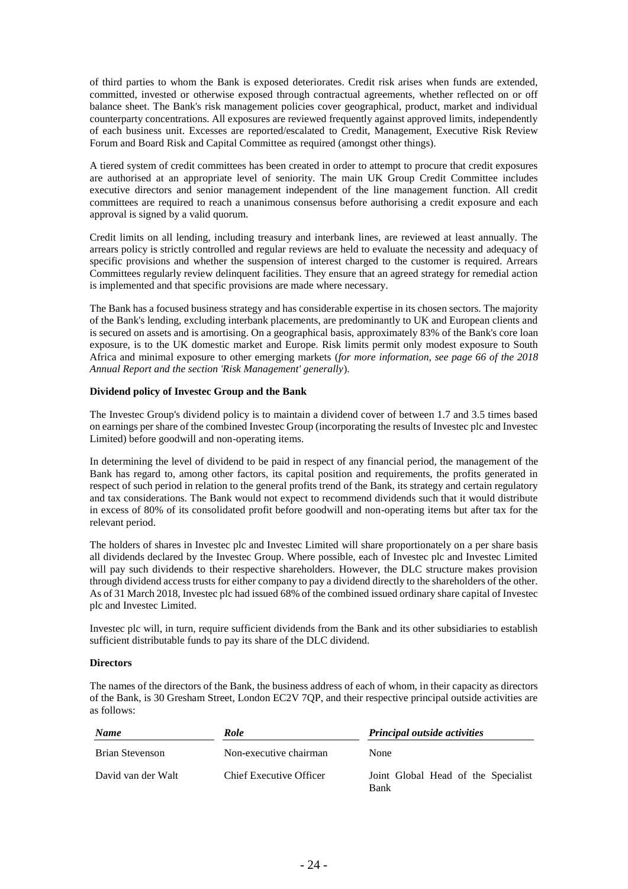of third parties to whom the Bank is exposed deteriorates. Credit risk arises when funds are extended, committed, invested or otherwise exposed through contractual agreements, whether reflected on or off balance sheet. The Bank's risk management policies cover geographical, product, market and individual counterparty concentrations. All exposures are reviewed frequently against approved limits, independently of each business unit. Excesses are reported/escalated to Credit, Management, Executive Risk Review Forum and Board Risk and Capital Committee as required (amongst other things).

A tiered system of credit committees has been created in order to attempt to procure that credit exposures are authorised at an appropriate level of seniority. The main UK Group Credit Committee includes executive directors and senior management independent of the line management function. All credit committees are required to reach a unanimous consensus before authorising a credit exposure and each approval is signed by a valid quorum.

Credit limits on all lending, including treasury and interbank lines, are reviewed at least annually. The arrears policy is strictly controlled and regular reviews are held to evaluate the necessity and adequacy of specific provisions and whether the suspension of interest charged to the customer is required. Arrears Committees regularly review delinquent facilities. They ensure that an agreed strategy for remedial action is implemented and that specific provisions are made where necessary.

The Bank has a focused business strategy and has considerable expertise in its chosen sectors. The majority of the Bank's lending, excluding interbank placements, are predominantly to UK and European clients and is secured on assets and is amortising. On a geographical basis, approximately 83% of the Bank's core loan exposure, is to the UK domestic market and Europe. Risk limits permit only modest exposure to South Africa and minimal exposure to other emerging markets (*for more information, see page 66 of the 2018 Annual Report and the section 'Risk Management' generally*).

**Dividend policy of Investec Group and the Bank**

The Investec Group's dividend policy is to maintain a dividend cover of between 1.7 and 3.5 times based on earnings per share of the combined Investec Group (incorporating the results of Investec plc and Investec Limited) before goodwill and non-operating items.

In determining the level of dividend to be paid in respect of any financial period, the management of the Bank has regard to, among other factors, its capital position and requirements, the profits generated in respect of such period in relation to the general profits trend of the Bank, its strategy and certain regulatory and tax considerations. The Bank would not expect to recommend dividends such that it would distribute in excess of 80% of its consolidated profit before goodwill and non-operating items but after tax for the relevant period.

The holders of shares in Investec plc and Investec Limited will share proportionately on a per share basis all dividends declared by the Investec Group. Where possible, each of Investec plc and Investec Limited will pay such dividends to their respective shareholders. However, the DLC structure makes provision through dividend access trusts for either company to pay a dividend directly to the shareholders of the other. As of 31 March 2018, Investec plc had issued 68% of the combined issued ordinary share capital of Investec plc and Investec Limited.

Investec plc will, in turn, require sufficient dividends from the Bank and its other subsidiaries to establish sufficient distributable funds to pay its share of the DLC dividend.

**Directors**

The names of the directors of the Bank, the business address of each of whom, in their capacity as directors of the Bank, is 30 Gresham Street, London EC2V 7QP, and their respective principal outside activities are as follows:

| *Name* | *Role* | *Principal outside activities* |
|---|---|---|
| Brian Stevenson | Non-executive chairman | None |
| David van der Walt | Chief Executive Officer | Joint Global Head of the Specialist Bank |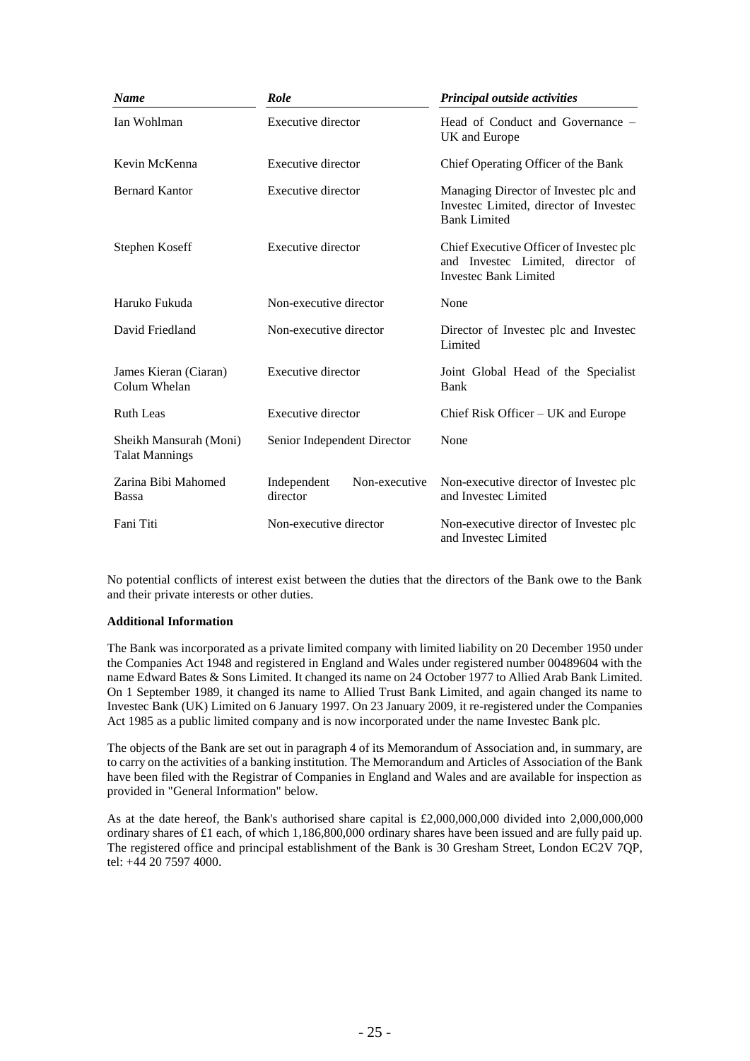| *Name* | *Role* | *Principal outside activities* |
|---|---|---|
| Ian Wohlman | Executive director | Head of Conduct and Governance – UK and Europe |
| Kevin McKenna | Executive director | Chief Operating Officer of the Bank |
| Bernard Kantor | Executive director | Managing Director of Investec plc and Investec Limited, director of Investec Bank Limited |
| Stephen Koseff | Executive director | Chief Executive Officer of Investec plc and Investec Limited, director of Investec Bank Limited |
| Haruko Fukuda | Non-executive director | None |
| David Friedland | Non-executive director | Director of Investec plc and Investec Limited |
| James Kieran (Ciaran) Colum Whelan | Executive director | Joint Global Head of the Specialist Bank |
| Ruth Leas | Executive director | Chief Risk Officer – UK and Europe |
| Sheikh Mansurah (Moni) Talat Mannings | Senior Independent Director | None |
| Zarina Bibi Mahomed Bassa | Independent Non-executive director | Non-executive director of Investec plc and Investec Limited |
| Fani Titi | Non-executive director | Non-executive director of Investec plc and Investec Limited |

No potential conflicts of interest exist between the duties that the directors of the Bank owe to the Bank and their private interests or other duties.

**Additional Information**

The Bank was incorporated as a private limited company with limited liability on 20 December 1950 under the Companies Act 1948 and registered in England and Wales under registered number 00489604 with the name Edward Bates & Sons Limited. It changed its name on 24 October 1977 to Allied Arab Bank Limited. On 1 September 1989, it changed its name to Allied Trust Bank Limited, and again changed its name to Investec Bank (UK) Limited on 6 January 1997. On 23 January 2009, it re-registered under the Companies Act 1985 as a public limited company and is now incorporated under the name Investec Bank plc.

The objects of the Bank are set out in paragraph 4 of its Memorandum of Association and, in summary, are to carry on the activities of a banking institution. The Memorandum and Articles of Association of the Bank have been filed with the Registrar of Companies in England and Wales and are available for inspection as provided in "General Information" below.

As at the date hereof, the Bank's authorised share capital is £2,000,000,000 divided into 2,000,000,000 ordinary shares of £1 each, of which 1,186,800,000 ordinary shares have been issued and are fully paid up. The registered office and principal establishment of the Bank is 30 Gresham Street, London EC2V 7QP, tel: +44 20 7597 4000.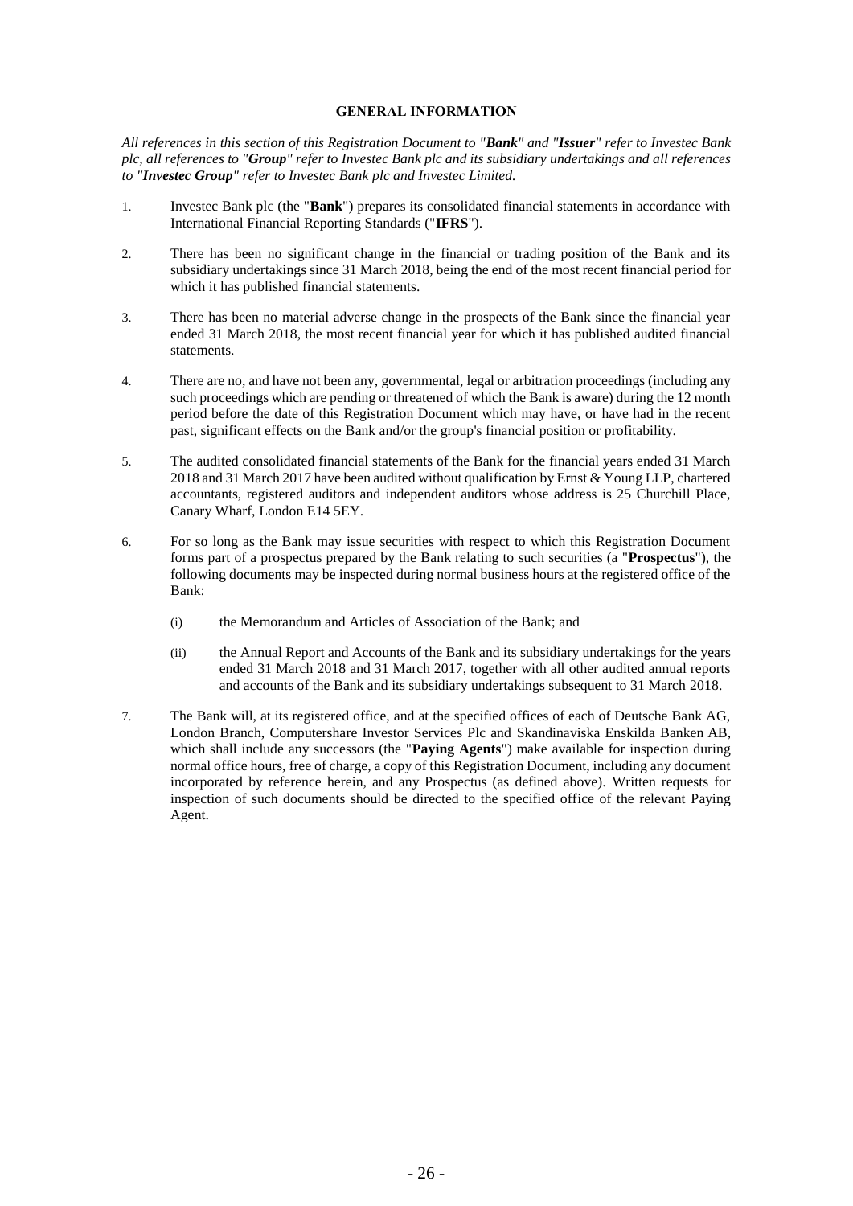# GENERAL INFORMATION

*All references in this section of this Registration Document to "**Bank**" and "**Issuer**" refer to Investec Bank plc, all references to "**Group**" refer to Investec Bank plc and its subsidiary undertakings and all references to "**Investec Group**" refer to Investec Bank plc and Investec Limited.*

1. Investec Bank plc (the "**Bank**") prepares its consolidated financial statements in accordance with International Financial Reporting Standards ("**IFRS**").

2. There has been no significant change in the financial or trading position of the Bank and its subsidiary undertakings since 31 March 2018, being the end of the most recent financial period for which it has published financial statements.

3. There has been no material adverse change in the prospects of the Bank since the financial year ended 31 March 2018, the most recent financial year for which it has published audited financial statements.

4. There are no, and have not been any, governmental, legal or arbitration proceedings (including any such proceedings which are pending or threatened of which the Bank is aware) during the 12 month period before the date of this Registration Document which may have, or have had in the recent past, significant effects on the Bank and/or the group's financial position or profitability.

5. The audited consolidated financial statements of the Bank for the financial years ended 31 March 2018 and 31 March 2017 have been audited without qualification by Ernst & Young LLP, chartered accountants, registered auditors and independent auditors whose address is 25 Churchill Place, Canary Wharf, London E14 5EY.

6. For so long as the Bank may issue securities with respect to which this Registration Document forms part of a prospectus prepared by the Bank relating to such securities (a "**Prospectus**"), the following documents may be inspected during normal business hours at the registered office of the Bank:

   (i) the Memorandum and Articles of Association of the Bank; and

   (ii) the Annual Report and Accounts of the Bank and its subsidiary undertakings for the years ended 31 March 2018 and 31 March 2017, together with all other audited annual reports and accounts of the Bank and its subsidiary undertakings subsequent to 31 March 2018.

7. The Bank will, at its registered office, and at the specified offices of each of Deutsche Bank AG, London Branch, Computershare Investor Services Plc and Skandinaviska Enskilda Banken AB, which shall include any successors (the "**Paying Agents**") make available for inspection during normal office hours, free of charge, a copy of this Registration Document, including any document incorporated by reference herein, and any Prospectus (as defined above). Written requests for inspection of such documents should be directed to the specified office of the relevant Paying Agent.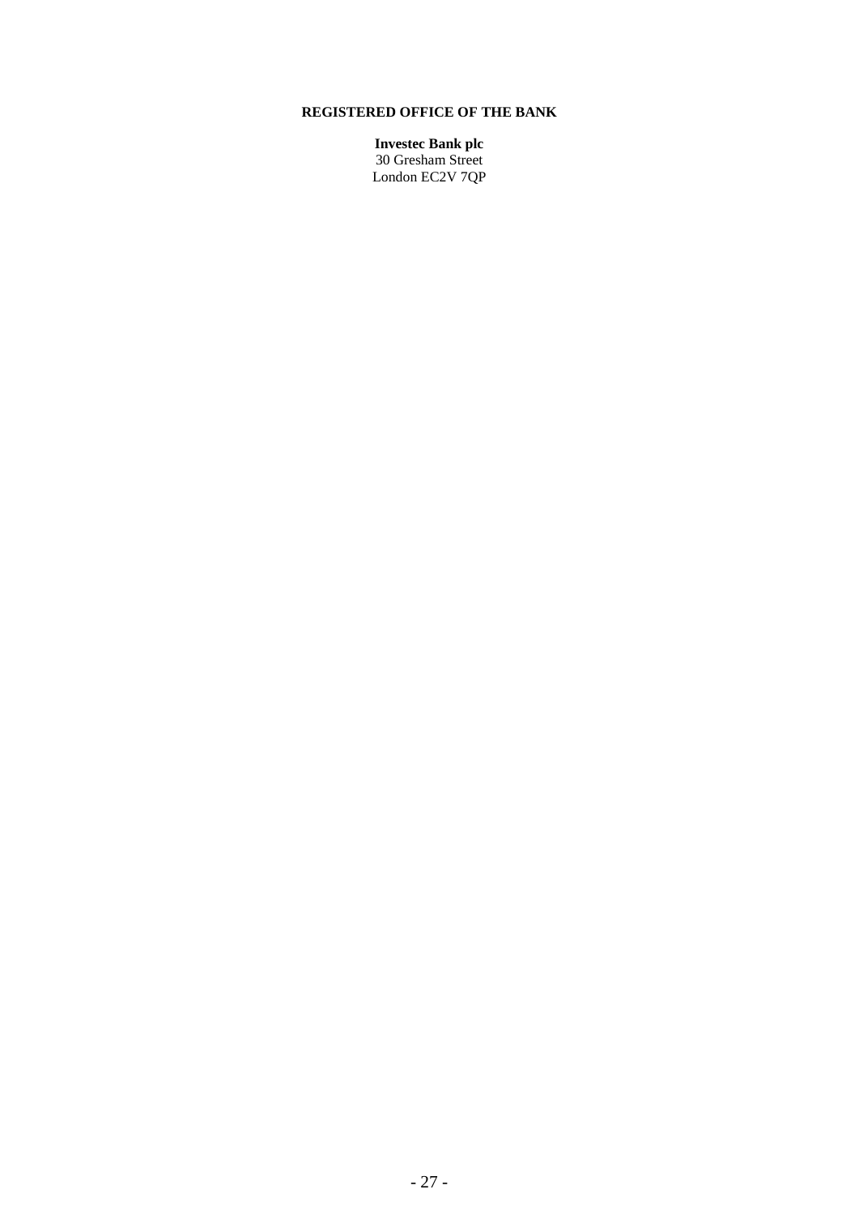**REGISTERED OFFICE OF THE BANK**

**Investec Bank plc**
30 Gresham Street
London EC2V 7QP